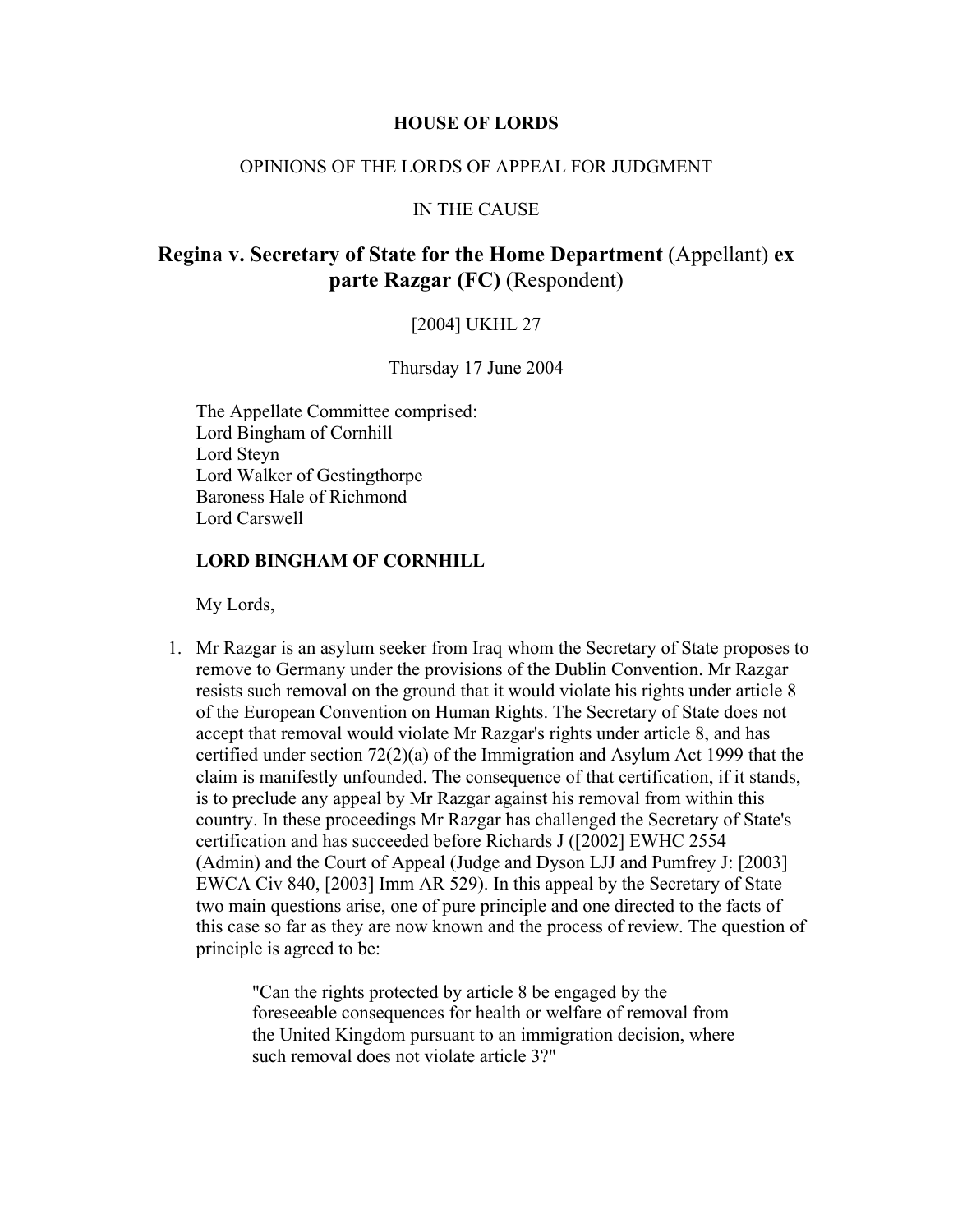**HOUSE OF LORDS**

OPINIONS OF THE LORDS OF APPEAL FOR JUDGMENT

IN THE CAUSE

# Regina v. Secretary of State for the Home Department (Appellant) ex parte Razgar (FC) (Respondent)

[2004] UKHL 27

Thursday 17 June 2004

The Appellate Committee comprised:
Lord Bingham of Cornhill
Lord Steyn
Lord Walker of Gestingthorpe
Baroness Hale of Richmond
Lord Carswell

**LORD BINGHAM OF CORNHILL**

My Lords,

1. Mr Razgar is an asylum seeker from Iraq whom the Secretary of State proposes to remove to Germany under the provisions of the Dublin Convention. Mr Razgar resists such removal on the ground that it would violate his rights under article 8 of the European Convention on Human Rights. The Secretary of State does not accept that removal would violate Mr Razgar's rights under article 8, and has certified under section 72(2)(a) of the Immigration and Asylum Act 1999 that the claim is manifestly unfounded. The consequence of that certification, if it stands, is to preclude any appeal by Mr Razgar against his removal from within this country. In these proceedings Mr Razgar has challenged the Secretary of State's certification and has succeeded before Richards J ([2002] EWHC 2554 (Admin) and the Court of Appeal (Judge and Dyson LJJ and Pumfrey J: [2003] EWCA Civ 840, [2003] Imm AR 529). In this appeal by the Secretary of State two main questions arise, one of pure principle and one directed to the facts of this case so far as they are now known and the process of review. The question of principle is agreed to be:

> "Can the rights protected by article 8 be engaged by the foreseeable consequences for health or welfare of removal from the United Kingdom pursuant to an immigration decision, where such removal does not violate article 3?"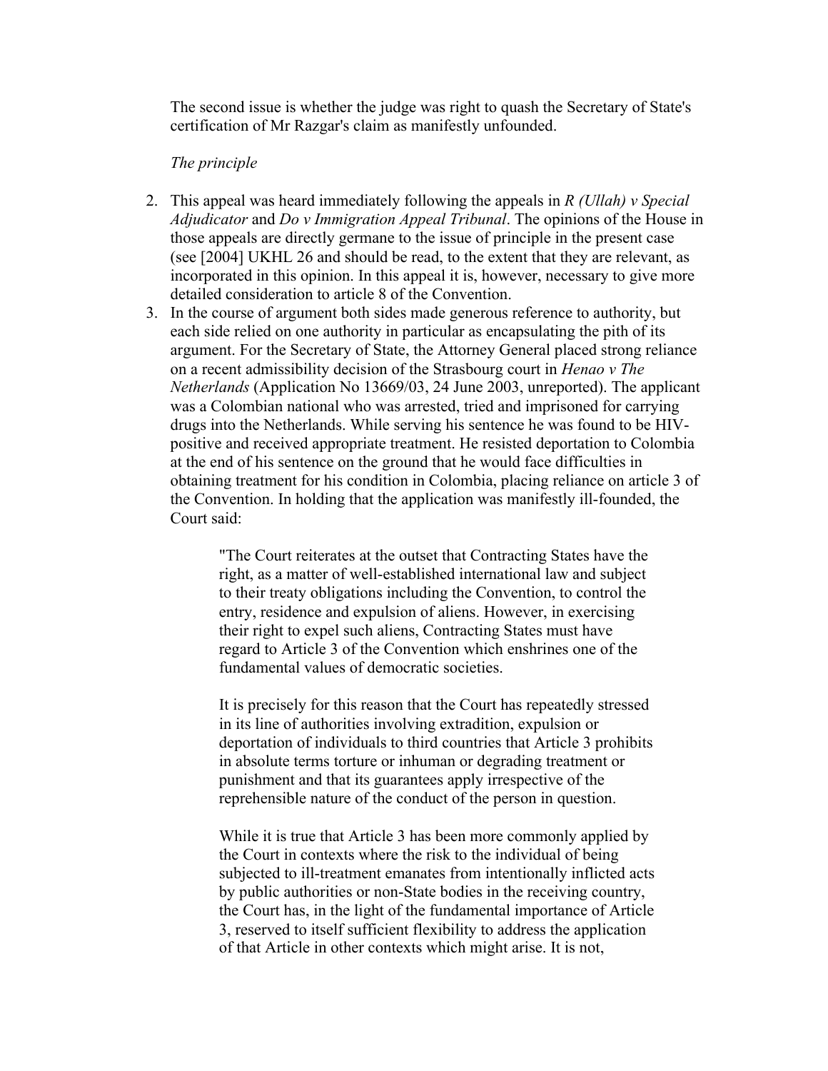The second issue is whether the judge was right to quash the Secretary of State's certification of Mr Razgar's claim as manifestly unfounded.

*The principle*

2. This appeal was heard immediately following the appeals in *R (Ullah) v Special Adjudicator* and *Do v Immigration Appeal Tribunal*. The opinions of the House in those appeals are directly germane to the issue of principle in the present case (see [2004] UKHL 26 and should be read, to the extent that they are relevant, as incorporated in this opinion. In this appeal it is, however, necessary to give more detailed consideration to article 8 of the Convention.
3. In the course of argument both sides made generous reference to authority, but each side relied on one authority in particular as encapsulating the pith of its argument. For the Secretary of State, the Attorney General placed strong reliance on a recent admissibility decision of the Strasbourg court in *Henao v The Netherlands* (Application No 13669/03, 24 June 2003, unreported). The applicant was a Colombian national who was arrested, tried and imprisoned for carrying drugs into the Netherlands. While serving his sentence he was found to be HIV-positive and received appropriate treatment. He resisted deportation to Colombia at the end of his sentence on the ground that he would face difficulties in obtaining treatment for his condition in Colombia, placing reliance on article 3 of the Convention. In holding that the application was manifestly ill-founded, the Court said:

> "The Court reiterates at the outset that Contracting States have the right, as a matter of well-established international law and subject to their treaty obligations including the Convention, to control the entry, residence and expulsion of aliens. However, in exercising their right to expel such aliens, Contracting States must have regard to Article 3 of the Convention which enshrines one of the fundamental values of democratic societies.
>
> It is precisely for this reason that the Court has repeatedly stressed in its line of authorities involving extradition, expulsion or deportation of individuals to third countries that Article 3 prohibits in absolute terms torture or inhuman or degrading treatment or punishment and that its guarantees apply irrespective of the reprehensible nature of the conduct of the person in question.
>
> While it is true that Article 3 has been more commonly applied by the Court in contexts where the risk to the individual of being subjected to ill-treatment emanates from intentionally inflicted acts by public authorities or non-State bodies in the receiving country, the Court has, in the light of the fundamental importance of Article 3, reserved to itself sufficient flexibility to address the application of that Article in other contexts which might arise. It is not,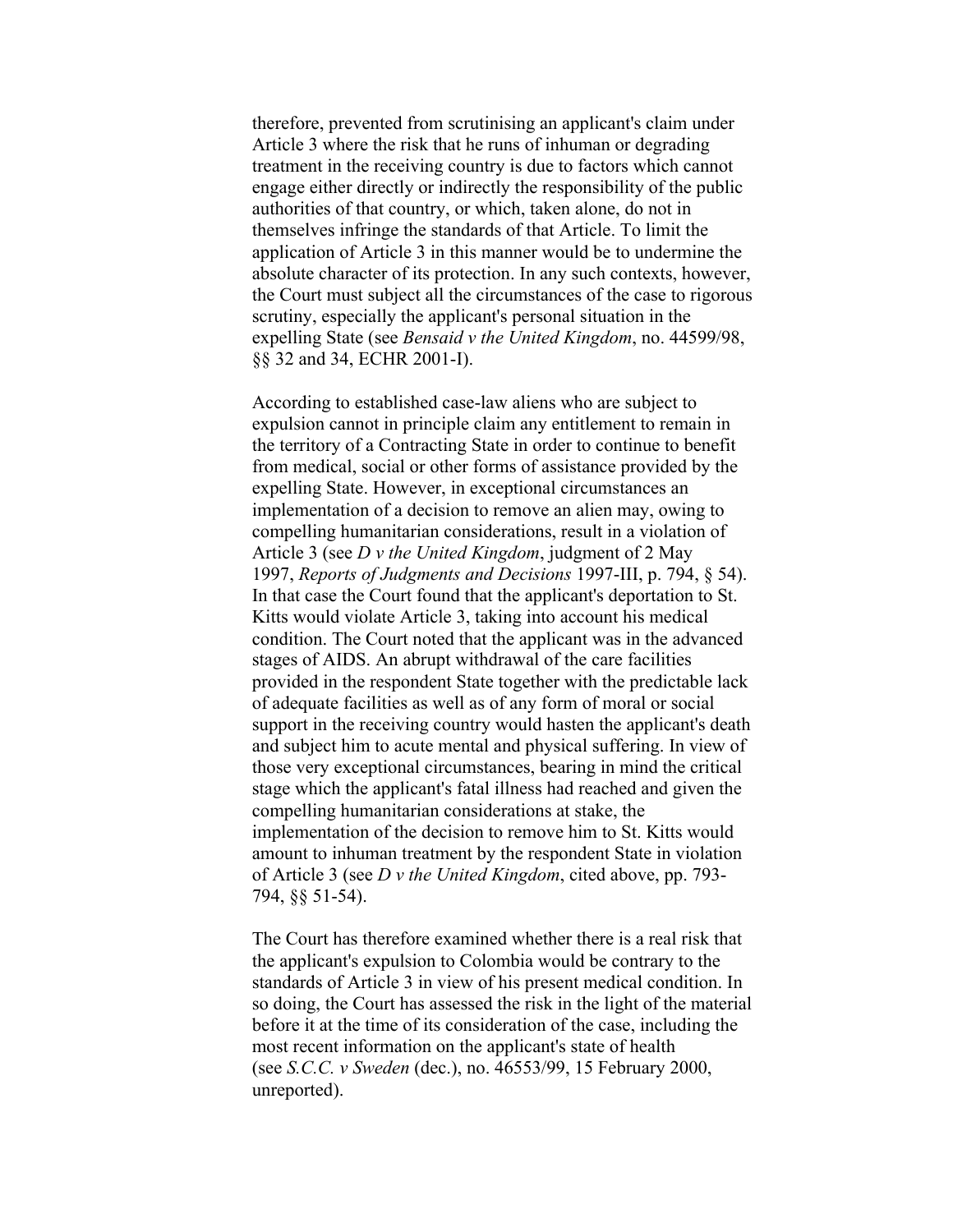therefore, prevented from scrutinising an applicant's claim under Article 3 where the risk that he runs of inhuman or degrading treatment in the receiving country is due to factors which cannot engage either directly or indirectly the responsibility of the public authorities of that country, or which, taken alone, do not in themselves infringe the standards of that Article. To limit the application of Article 3 in this manner would be to undermine the absolute character of its protection. In any such contexts, however, the Court must subject all the circumstances of the case to rigorous scrutiny, especially the applicant's personal situation in the expelling State (see *Bensaid v the United Kingdom*, no. 44599/98, §§ 32 and 34, ECHR 2001-I).

According to established case-law aliens who are subject to expulsion cannot in principle claim any entitlement to remain in the territory of a Contracting State in order to continue to benefit from medical, social or other forms of assistance provided by the expelling State. However, in exceptional circumstances an implementation of a decision to remove an alien may, owing to compelling humanitarian considerations, result in a violation of Article 3 (see *D v the United Kingdom*, judgment of 2 May 1997, *Reports of Judgments and Decisions* 1997-III, p. 794, § 54). In that case the Court found that the applicant's deportation to St. Kitts would violate Article 3, taking into account his medical condition. The Court noted that the applicant was in the advanced stages of AIDS. An abrupt withdrawal of the care facilities provided in the respondent State together with the predictable lack of adequate facilities as well as of any form of moral or social support in the receiving country would hasten the applicant's death and subject him to acute mental and physical suffering. In view of those very exceptional circumstances, bearing in mind the critical stage which the applicant's fatal illness had reached and given the compelling humanitarian considerations at stake, the implementation of the decision to remove him to St. Kitts would amount to inhuman treatment by the respondent State in violation of Article 3 (see *D v the United Kingdom*, cited above, pp. 793-794, §§ 51-54).

The Court has therefore examined whether there is a real risk that the applicant's expulsion to Colombia would be contrary to the standards of Article 3 in view of his present medical condition. In so doing, the Court has assessed the risk in the light of the material before it at the time of its consideration of the case, including the most recent information on the applicant's state of health (see *S.C.C. v Sweden* (dec.), no. 46553/99, 15 February 2000, unreported).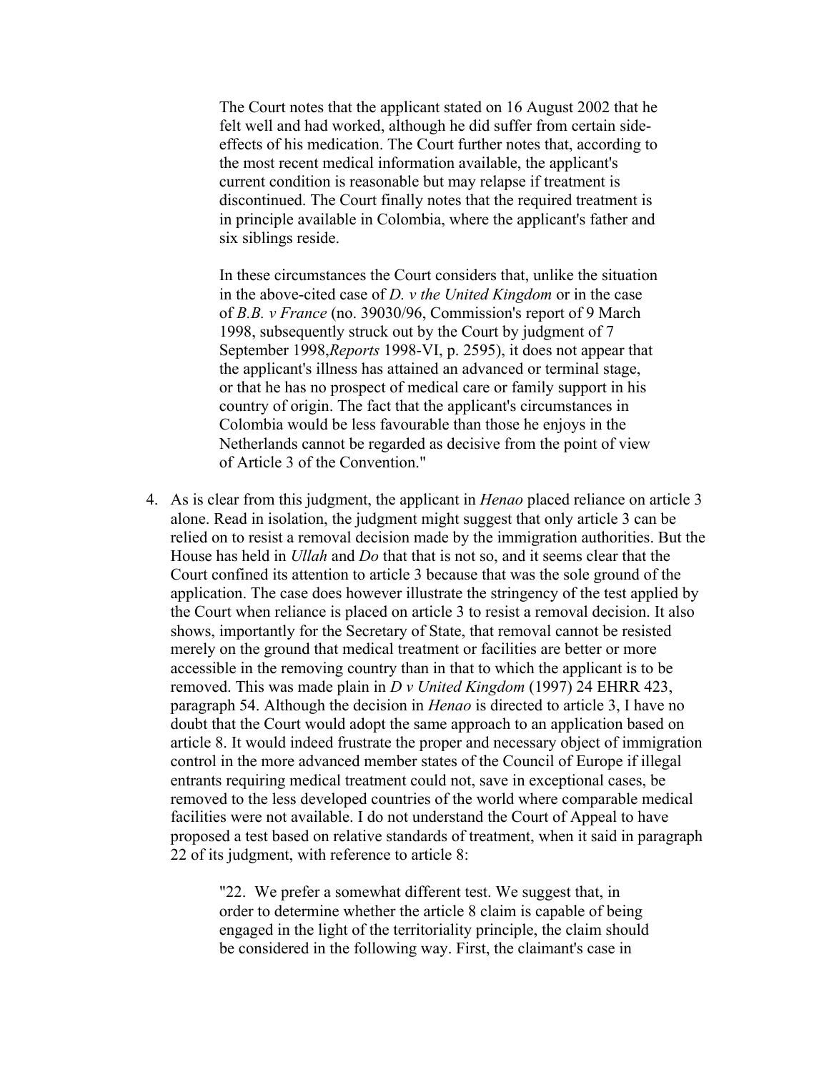> The Court notes that the applicant stated on 16 August 2002 that he felt well and had worked, although he did suffer from certain side-effects of his medication. The Court further notes that, according to the most recent medical information available, the applicant's current condition is reasonable but may relapse if treatment is discontinued. The Court finally notes that the required treatment is in principle available in Colombia, where the applicant's father and six siblings reside.
>
> In these circumstances the Court considers that, unlike the situation in the above-cited case of *D. v the United Kingdom* or in the case of *B.B. v France* (no. 39030/96, Commission's report of 9 March 1998, subsequently struck out by the Court by judgment of 7 September 1998,*Reports* 1998-VI, p. 2595), it does not appear that the applicant's illness has attained an advanced or terminal stage, or that he has no prospect of medical care or family support in his country of origin. The fact that the applicant's circumstances in Colombia would be less favourable than those he enjoys in the Netherlands cannot be regarded as decisive from the point of view of Article 3 of the Convention."

4. As is clear from this judgment, the applicant in *Henao* placed reliance on article 3 alone. Read in isolation, the judgment might suggest that only article 3 can be relied on to resist a removal decision made by the immigration authorities. But the House has held in *Ullah* and *Do* that that is not so, and it seems clear that the Court confined its attention to article 3 because that was the sole ground of the application. The case does however illustrate the stringency of the test applied by the Court when reliance is placed on article 3 to resist a removal decision. It also shows, importantly for the Secretary of State, that removal cannot be resisted merely on the ground that medical treatment or facilities are better or more accessible in the removing country than in that to which the applicant is to be removed. This was made plain in *D v United Kingdom* (1997) 24 EHRR 423, paragraph 54. Although the decision in *Henao* is directed to article 3, I have no doubt that the Court would adopt the same approach to an application based on article 8. It would indeed frustrate the proper and necessary object of immigration control in the more advanced member states of the Council of Europe if illegal entrants requiring medical treatment could not, save in exceptional cases, be removed to the less developed countries of the world where comparable medical facilities were not available. I do not understand the Court of Appeal to have proposed a test based on relative standards of treatment, when it said in paragraph 22 of its judgment, with reference to article 8:

> "22. We prefer a somewhat different test. We suggest that, in order to determine whether the article 8 claim is capable of being engaged in the light of the territoriality principle, the claim should be considered in the following way. First, the claimant's case in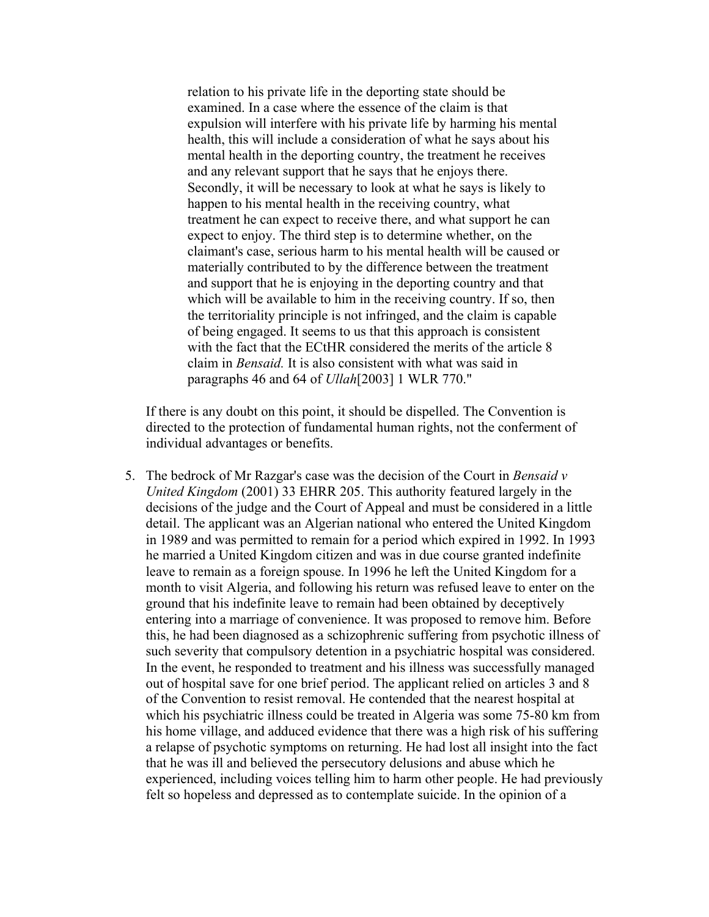> relation to his private life in the deporting state should be examined. In a case where the essence of the claim is that expulsion will interfere with his private life by harming his mental health, this will include a consideration of what he says about his mental health in the deporting country, the treatment he receives and any relevant support that he says that he enjoys there. Secondly, it will be necessary to look at what he says is likely to happen to his mental health in the receiving country, what treatment he can expect to receive there, and what support he can expect to enjoy. The third step is to determine whether, on the claimant's case, serious harm to his mental health will be caused or materially contributed to by the difference between the treatment and support that he is enjoying in the deporting country and that which will be available to him in the receiving country. If so, then the territoriality principle is not infringed, and the claim is capable of being engaged. It seems to us that this approach is consistent with the fact that the ECtHR considered the merits of the article 8 claim in *Bensaid.* It is also consistent with what was said in paragraphs 46 and 64 of *Ullah*[2003] 1 WLR 770."

If there is any doubt on this point, it should be dispelled. The Convention is directed to the protection of fundamental human rights, not the conferment of individual advantages or benefits.

5. The bedrock of Mr Razgar's case was the decision of the Court in *Bensaid v United Kingdom* (2001) 33 EHRR 205. This authority featured largely in the decisions of the judge and the Court of Appeal and must be considered in a little detail. The applicant was an Algerian national who entered the United Kingdom in 1989 and was permitted to remain for a period which expired in 1992. In 1993 he married a United Kingdom citizen and was in due course granted indefinite leave to remain as a foreign spouse. In 1996 he left the United Kingdom for a month to visit Algeria, and following his return was refused leave to enter on the ground that his indefinite leave to remain had been obtained by deceptively entering into a marriage of convenience. It was proposed to remove him. Before this, he had been diagnosed as a schizophrenic suffering from psychotic illness of such severity that compulsory detention in a psychiatric hospital was considered. In the event, he responded to treatment and his illness was successfully managed out of hospital save for one brief period. The applicant relied on articles 3 and 8 of the Convention to resist removal. He contended that the nearest hospital at which his psychiatric illness could be treated in Algeria was some 75-80 km from his home village, and adduced evidence that there was a high risk of his suffering a relapse of psychotic symptoms on returning. He had lost all insight into the fact that he was ill and believed the persecutory delusions and abuse which he experienced, including voices telling him to harm other people. He had previously felt so hopeless and depressed as to contemplate suicide. In the opinion of a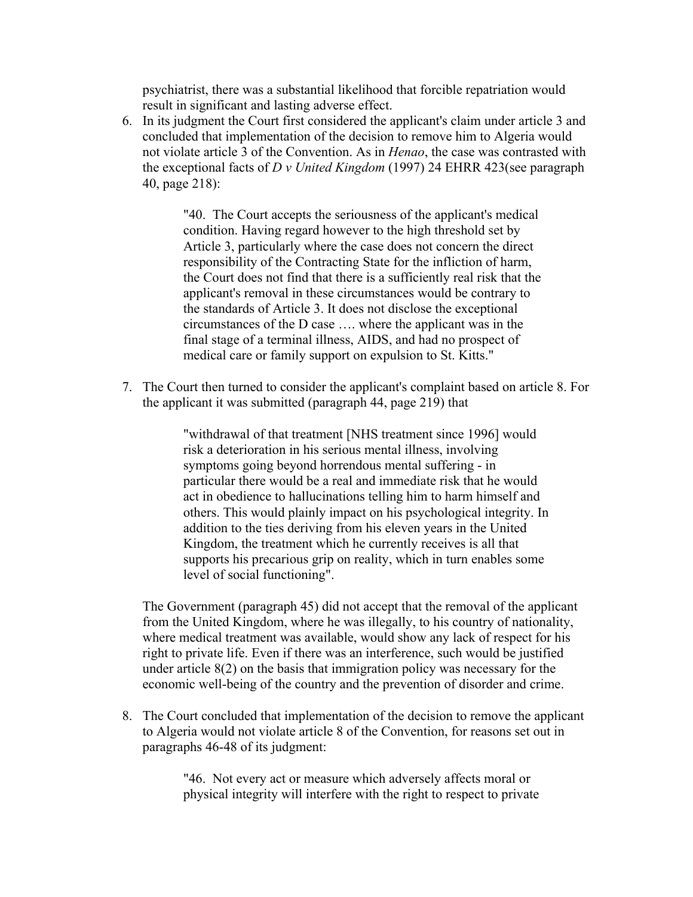psychiatrist, there was a substantial likelihood that forcible repatriation would result in significant and lasting adverse effect.

6. In its judgment the Court first considered the applicant's claim under article 3 and concluded that implementation of the decision to remove him to Algeria would not violate article 3 of the Convention. As in *Henao*, the case was contrasted with the exceptional facts of *D v United Kingdom* (1997) 24 EHRR 423(see paragraph 40, page 218):

   > "40. The Court accepts the seriousness of the applicant's medical condition. Having regard however to the high threshold set by Article 3, particularly where the case does not concern the direct responsibility of the Contracting State for the infliction of harm, the Court does not find that there is a sufficiently real risk that the applicant's removal in these circumstances would be contrary to the standards of Article 3. It does not disclose the exceptional circumstances of the D case …. where the applicant was in the final stage of a terminal illness, AIDS, and had no prospect of medical care or family support on expulsion to St. Kitts."

7. The Court then turned to consider the applicant's complaint based on article 8. For the applicant it was submitted (paragraph 44, page 219) that

   > "withdrawal of that treatment [NHS treatment since 1996] would risk a deterioration in his serious mental illness, involving symptoms going beyond horrendous mental suffering - in particular there would be a real and immediate risk that he would act in obedience to hallucinations telling him to harm himself and others. This would plainly impact on his psychological integrity. In addition to the ties deriving from his eleven years in the United Kingdom, the treatment which he currently receives is all that supports his precarious grip on reality, which in turn enables some level of social functioning".

   The Government (paragraph 45) did not accept that the removal of the applicant from the United Kingdom, where he was illegally, to his country of nationality, where medical treatment was available, would show any lack of respect for his right to private life. Even if there was an interference, such would be justified under article 8(2) on the basis that immigration policy was necessary for the economic well-being of the country and the prevention of disorder and crime.

8. The Court concluded that implementation of the decision to remove the applicant to Algeria would not violate article 8 of the Convention, for reasons set out in paragraphs 46-48 of its judgment:

   > "46. Not every act or measure which adversely affects moral or physical integrity will interfere with the right to respect to private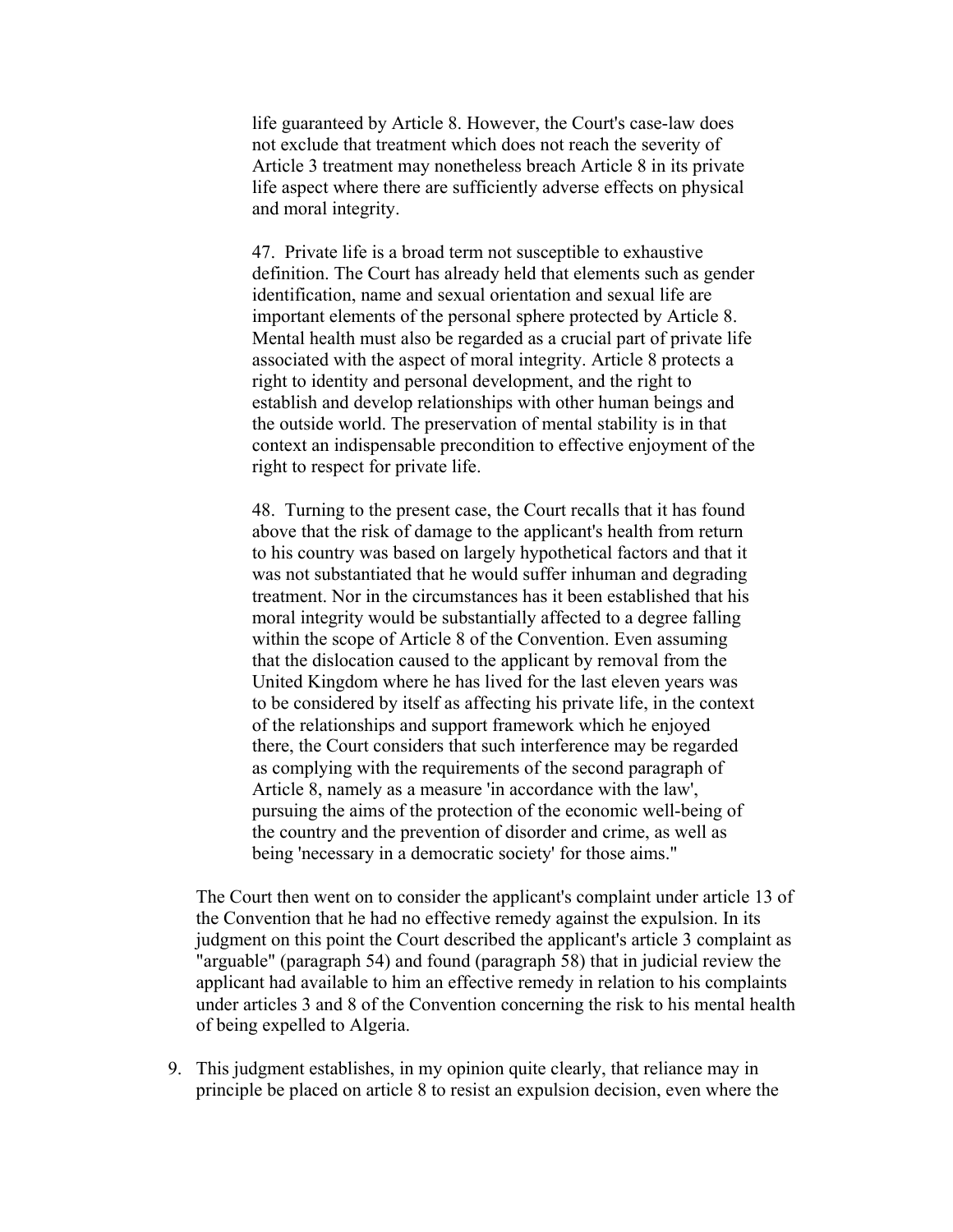life guaranteed by Article 8. However, the Court's case-law does not exclude that treatment which does not reach the severity of Article 3 treatment may nonetheless breach Article 8 in its private life aspect where there are sufficiently adverse effects on physical and moral integrity.

47. Private life is a broad term not susceptible to exhaustive definition. The Court has already held that elements such as gender identification, name and sexual orientation and sexual life are important elements of the personal sphere protected by Article 8. Mental health must also be regarded as a crucial part of private life associated with the aspect of moral integrity. Article 8 protects a right to identity and personal development, and the right to establish and develop relationships with other human beings and the outside world. The preservation of mental stability is in that context an indispensable precondition to effective enjoyment of the right to respect for private life.

48. Turning to the present case, the Court recalls that it has found above that the risk of damage to the applicant's health from return to his country was based on largely hypothetical factors and that it was not substantiated that he would suffer inhuman and degrading treatment. Nor in the circumstances has it been established that his moral integrity would be substantially affected to a degree falling within the scope of Article 8 of the Convention. Even assuming that the dislocation caused to the applicant by removal from the United Kingdom where he has lived for the last eleven years was to be considered by itself as affecting his private life, in the context of the relationships and support framework which he enjoyed there, the Court considers that such interference may be regarded as complying with the requirements of the second paragraph of Article 8, namely as a measure 'in accordance with the law', pursuing the aims of the protection of the economic well-being of the country and the prevention of disorder and crime, as well as being 'necessary in a democratic society' for those aims."

The Court then went on to consider the applicant's complaint under article 13 of the Convention that he had no effective remedy against the expulsion. In its judgment on this point the Court described the applicant's article 3 complaint as "arguable" (paragraph 54) and found (paragraph 58) that in judicial review the applicant had available to him an effective remedy in relation to his complaints under articles 3 and 8 of the Convention concerning the risk to his mental health of being expelled to Algeria.

9. This judgment establishes, in my opinion quite clearly, that reliance may in principle be placed on article 8 to resist an expulsion decision, even where the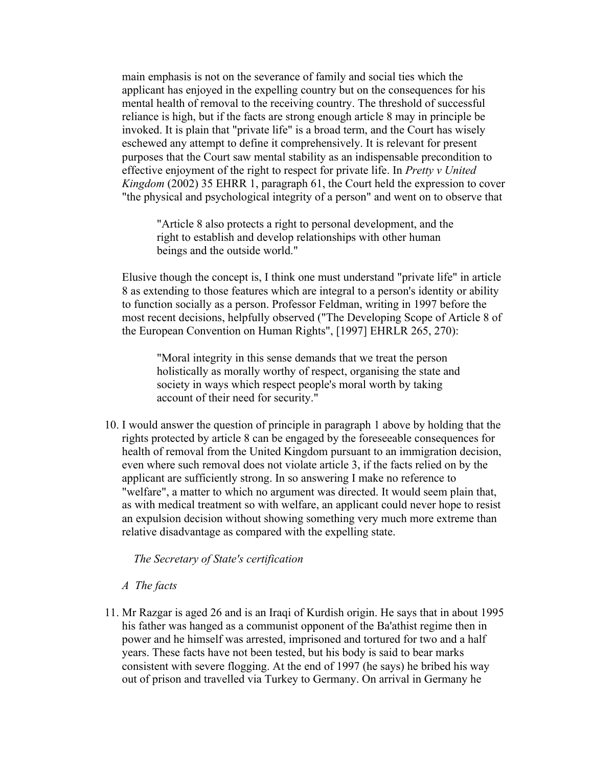main emphasis is not on the severance of family and social ties which the applicant has enjoyed in the expelling country but on the consequences for his mental health of removal to the receiving country. The threshold of successful reliance is high, but if the facts are strong enough article 8 may in principle be invoked. It is plain that "private life" is a broad term, and the Court has wisely eschewed any attempt to define it comprehensively. It is relevant for present purposes that the Court saw mental stability as an indispensable precondition to effective enjoyment of the right to respect for private life. In *Pretty v United Kingdom* (2002) 35 EHRR 1, paragraph 61, the Court held the expression to cover "the physical and psychological integrity of a person" and went on to observe that

> "Article 8 also protects a right to personal development, and the right to establish and develop relationships with other human beings and the outside world."

Elusive though the concept is, I think one must understand "private life" in article 8 as extending to those features which are integral to a person's identity or ability to function socially as a person. Professor Feldman, writing in 1997 before the most recent decisions, helpfully observed ("The Developing Scope of Article 8 of the European Convention on Human Rights", [1997] EHRLR 265, 270):

> "Moral integrity in this sense demands that we treat the person holistically as morally worthy of respect, organising the state and society in ways which respect people's moral worth by taking account of their need for security."

10. I would answer the question of principle in paragraph 1 above by holding that the rights protected by article 8 can be engaged by the foreseeable consequences for health of removal from the United Kingdom pursuant to an immigration decision, even where such removal does not violate article 3, if the facts relied on by the applicant are sufficiently strong. In so answering I make no reference to "welfare", a matter to which no argument was directed. It would seem plain that, as with medical treatment so with welfare, an applicant could never hope to resist an expulsion decision without showing something very much more extreme than relative disadvantage as compared with the expelling state.

*The Secretary of State's certification*

*A The facts*

11. Mr Razgar is aged 26 and is an Iraqi of Kurdish origin. He says that in about 1995 his father was hanged as a communist opponent of the Ba'athist regime then in power and he himself was arrested, imprisoned and tortured for two and a half years. These facts have not been tested, but his body is said to bear marks consistent with severe flogging. At the end of 1997 (he says) he bribed his way out of prison and travelled via Turkey to Germany. On arrival in Germany he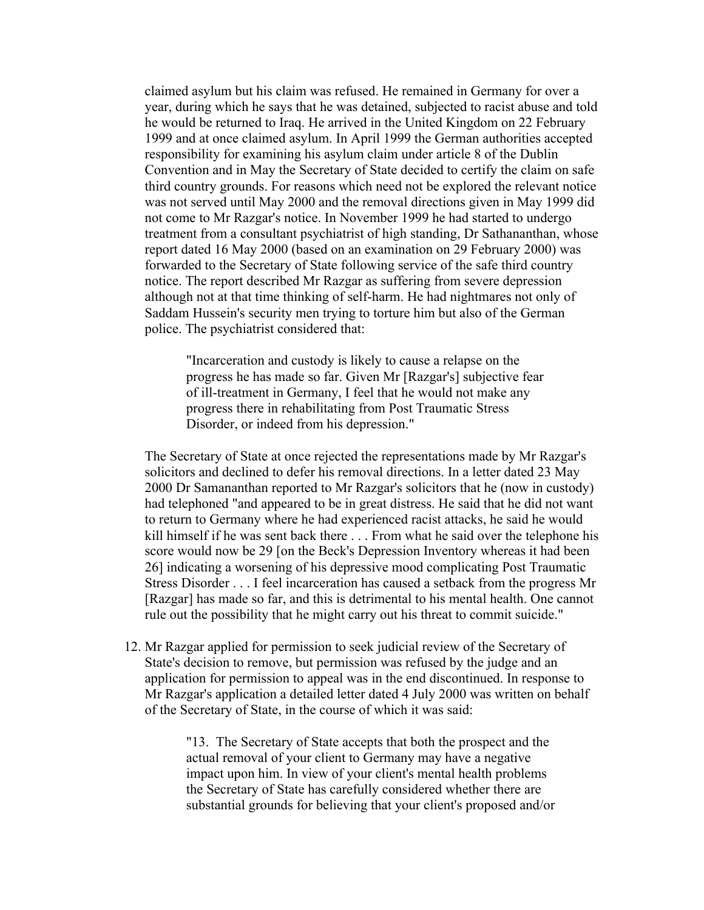claimed asylum but his claim was refused. He remained in Germany for over a year, during which he says that he was detained, subjected to racist abuse and told he would be returned to Iraq. He arrived in the United Kingdom on 22 February 1999 and at once claimed asylum. In April 1999 the German authorities accepted responsibility for examining his asylum claim under article 8 of the Dublin Convention and in May the Secretary of State decided to certify the claim on safe third country grounds. For reasons which need not be explored the relevant notice was not served until May 2000 and the removal directions given in May 1999 did not come to Mr Razgar's notice. In November 1999 he had started to undergo treatment from a consultant psychiatrist of high standing, Dr Sathananthan, whose report dated 16 May 2000 (based on an examination on 29 February 2000) was forwarded to the Secretary of State following service of the safe third country notice. The report described Mr Razgar as suffering from severe depression although not at that time thinking of self-harm. He had nightmares not only of Saddam Hussein's security men trying to torture him but also of the German police. The psychiatrist considered that:

> "Incarceration and custody is likely to cause a relapse on the progress he has made so far. Given Mr [Razgar's] subjective fear of ill-treatment in Germany, I feel that he would not make any progress there in rehabilitating from Post Traumatic Stress Disorder, or indeed from his depression."

The Secretary of State at once rejected the representations made by Mr Razgar's solicitors and declined to defer his removal directions. In a letter dated 23 May 2000 Dr Samananthan reported to Mr Razgar's solicitors that he (now in custody) had telephoned "and appeared to be in great distress. He said that he did not want to return to Germany where he had experienced racist attacks, he said he would kill himself if he was sent back there . . . From what he said over the telephone his score would now be 29 [on the Beck's Depression Inventory whereas it had been 26] indicating a worsening of his depressive mood complicating Post Traumatic Stress Disorder . . . I feel incarceration has caused a setback from the progress Mr [Razgar] has made so far, and this is detrimental to his mental health. One cannot rule out the possibility that he might carry out his threat to commit suicide."

12. Mr Razgar applied for permission to seek judicial review of the Secretary of State's decision to remove, but permission was refused by the judge and an application for permission to appeal was in the end discontinued. In response to Mr Razgar's application a detailed letter dated 4 July 2000 was written on behalf of the Secretary of State, in the course of which it was said:

> "13. The Secretary of State accepts that both the prospect and the actual removal of your client to Germany may have a negative impact upon him. In view of your client's mental health problems the Secretary of State has carefully considered whether there are substantial grounds for believing that your client's proposed and/or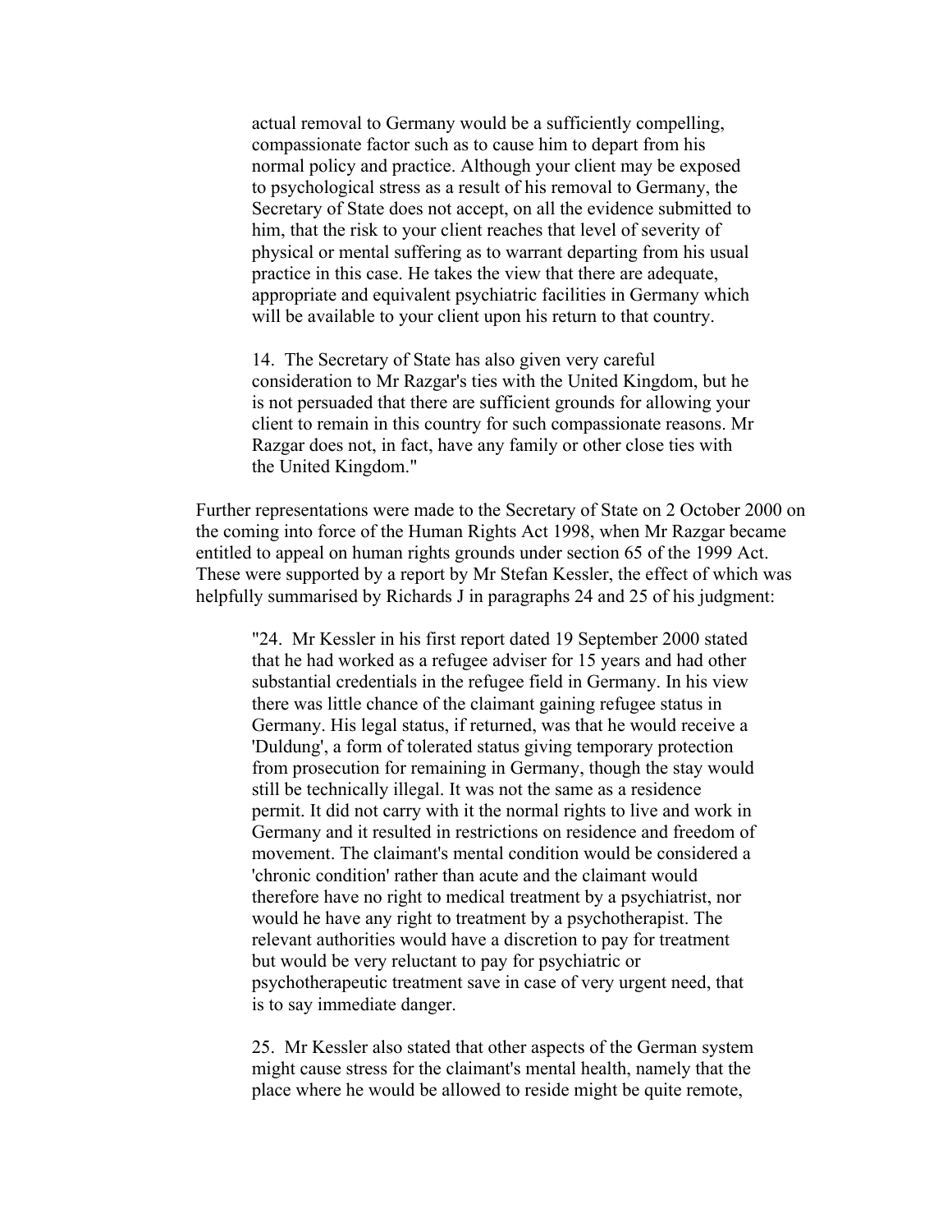> actual removal to Germany would be a sufficiently compelling, compassionate factor such as to cause him to depart from his normal policy and practice. Although your client may be exposed to psychological stress as a result of his removal to Germany, the Secretary of State does not accept, on all the evidence submitted to him, that the risk to your client reaches that level of severity of physical or mental suffering as to warrant departing from his usual practice in this case. He takes the view that there are adequate, appropriate and equivalent psychiatric facilities in Germany which will be available to your client upon his return to that country.
>
> 14. The Secretary of State has also given very careful consideration to Mr Razgar's ties with the United Kingdom, but he is not persuaded that there are sufficient grounds for allowing your client to remain in this country for such compassionate reasons. Mr Razgar does not, in fact, have any family or other close ties with the United Kingdom."

Further representations were made to the Secretary of State on 2 October 2000 on the coming into force of the Human Rights Act 1998, when Mr Razgar became entitled to appeal on human rights grounds under section 65 of the 1999 Act. These were supported by a report by Mr Stefan Kessler, the effect of which was helpfully summarised by Richards J in paragraphs 24 and 25 of his judgment:

> "24. Mr Kessler in his first report dated 19 September 2000 stated that he had worked as a refugee adviser for 15 years and had other substantial credentials in the refugee field in Germany. In his view there was little chance of the claimant gaining refugee status in Germany. His legal status, if returned, was that he would receive a 'Duldung', a form of tolerated status giving temporary protection from prosecution for remaining in Germany, though the stay would still be technically illegal. It was not the same as a residence permit. It did not carry with it the normal rights to live and work in Germany and it resulted in restrictions on residence and freedom of movement. The claimant's mental condition would be considered a 'chronic condition' rather than acute and the claimant would therefore have no right to medical treatment by a psychiatrist, nor would he have any right to treatment by a psychotherapist. The relevant authorities would have a discretion to pay for treatment but would be very reluctant to pay for psychiatric or psychotherapeutic treatment save in case of very urgent need, that is to say immediate danger.
>
> 25. Mr Kessler also stated that other aspects of the German system might cause stress for the claimant's mental health, namely that the place where he would be allowed to reside might be quite remote,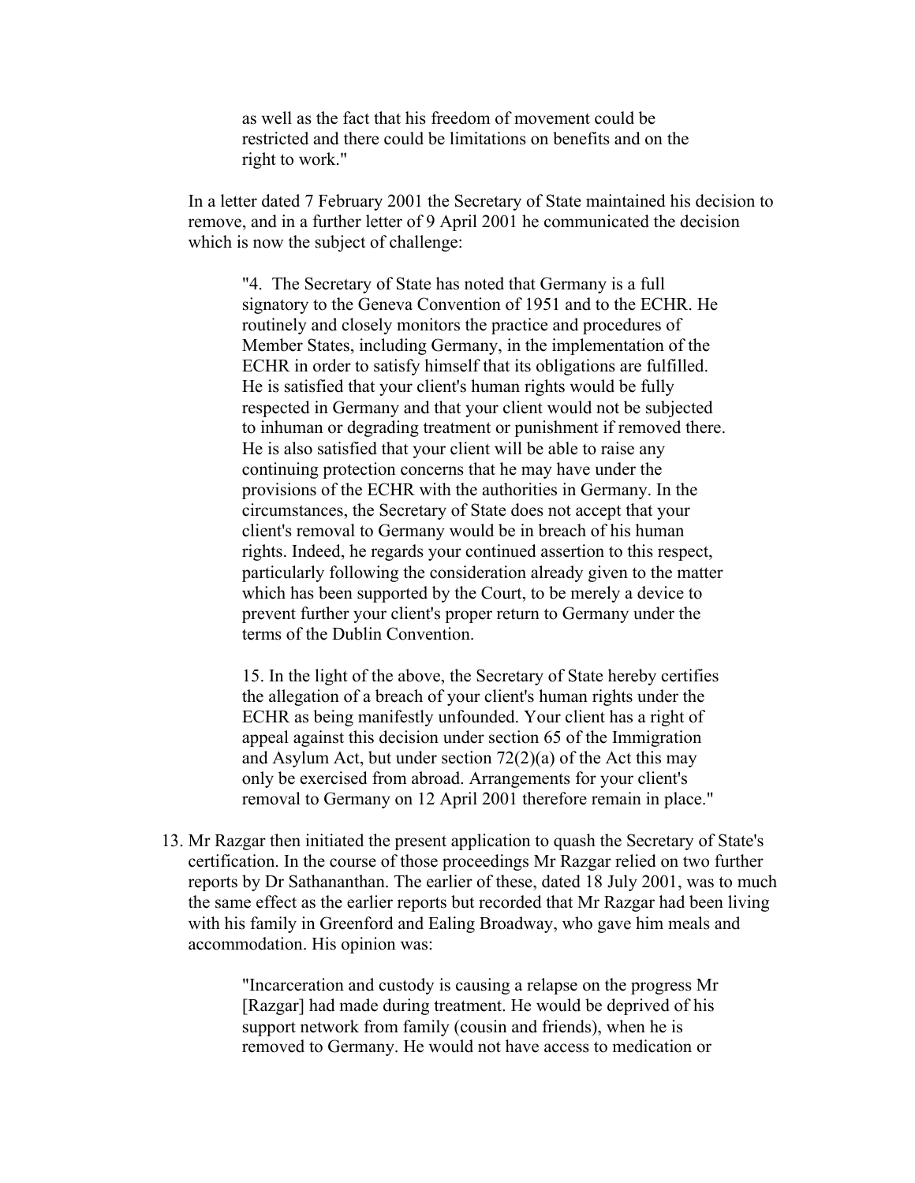> as well as the fact that his freedom of movement could be restricted and there could be limitations on benefits and on the right to work."

In a letter dated 7 February 2001 the Secretary of State maintained his decision to remove, and in a further letter of 9 April 2001 he communicated the decision which is now the subject of challenge:

> "4. The Secretary of State has noted that Germany is a full signatory to the Geneva Convention of 1951 and to the ECHR. He routinely and closely monitors the practice and procedures of Member States, including Germany, in the implementation of the ECHR in order to satisfy himself that its obligations are fulfilled. He is satisfied that your client's human rights would be fully respected in Germany and that your client would not be subjected to inhuman or degrading treatment or punishment if removed there. He is also satisfied that your client will be able to raise any continuing protection concerns that he may have under the provisions of the ECHR with the authorities in Germany. In the circumstances, the Secretary of State does not accept that your client's removal to Germany would be in breach of his human rights. Indeed, he regards your continued assertion to this respect, particularly following the consideration already given to the matter which has been supported by the Court, to be merely a device to prevent further your client's proper return to Germany under the terms of the Dublin Convention.
>
> 15. In the light of the above, the Secretary of State hereby certifies the allegation of a breach of your client's human rights under the ECHR as being manifestly unfounded. Your client has a right of appeal against this decision under section 65 of the Immigration and Asylum Act, but under section 72(2)(a) of the Act this may only be exercised from abroad. Arrangements for your client's removal to Germany on 12 April 2001 therefore remain in place."

13. Mr Razgar then initiated the present application to quash the Secretary of State's certification. In the course of those proceedings Mr Razgar relied on two further reports by Dr Sathananthan. The earlier of these, dated 18 July 2001, was to much the same effect as the earlier reports but recorded that Mr Razgar had been living with his family in Greenford and Ealing Broadway, who gave him meals and accommodation. His opinion was:

> "Incarceration and custody is causing a relapse on the progress Mr [Razgar] had made during treatment. He would be deprived of his support network from family (cousin and friends), when he is removed to Germany. He would not have access to medication or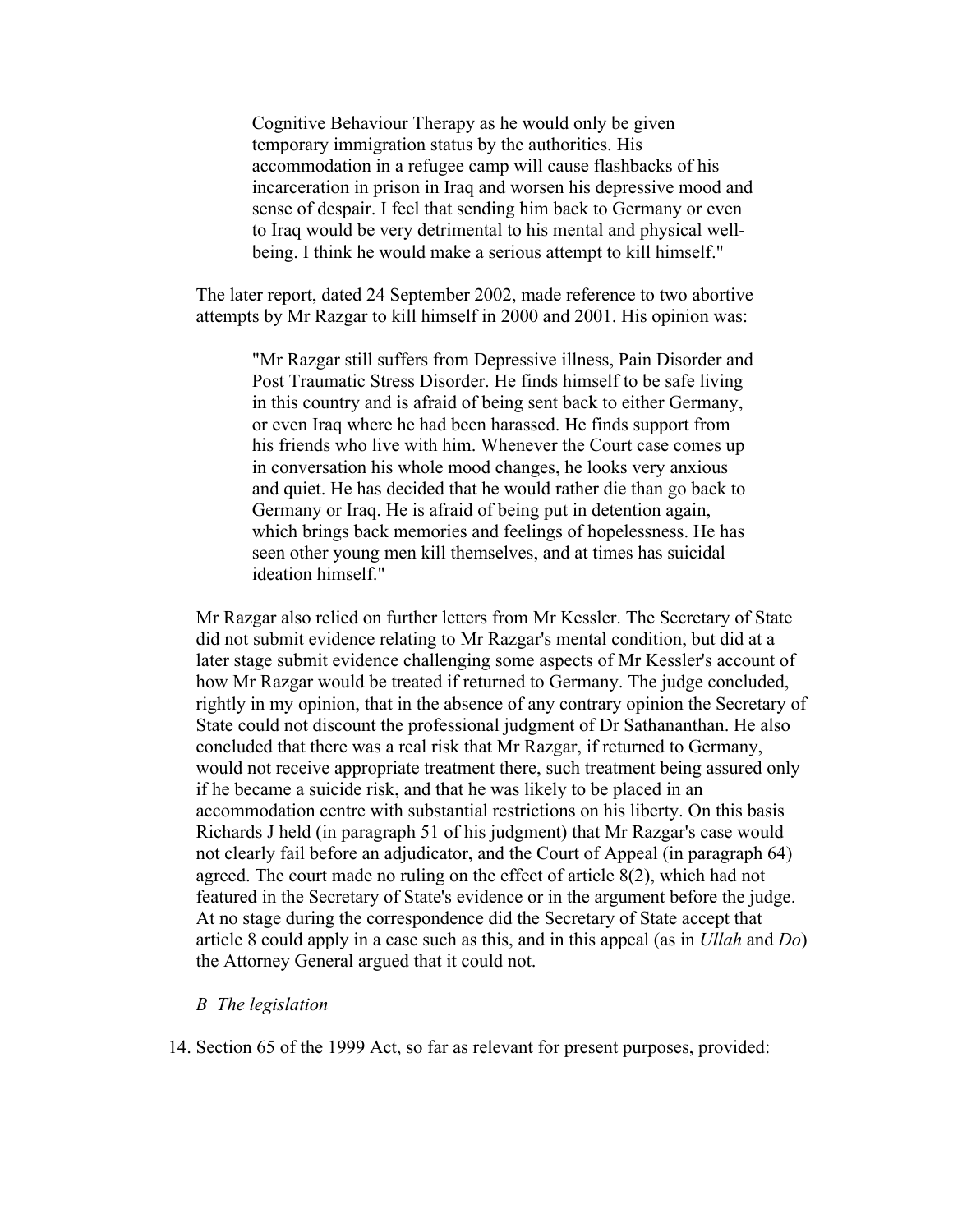> Cognitive Behaviour Therapy as he would only be given temporary immigration status by the authorities. His accommodation in a refugee camp will cause flashbacks of his incarceration in prison in Iraq and worsen his depressive mood and sense of despair. I feel that sending him back to Germany or even to Iraq would be very detrimental to his mental and physical well-being. I think he would make a serious attempt to kill himself."

The later report, dated 24 September 2002, made reference to two abortive attempts by Mr Razgar to kill himself in 2000 and 2001. His opinion was:

> "Mr Razgar still suffers from Depressive illness, Pain Disorder and Post Traumatic Stress Disorder. He finds himself to be safe living in this country and is afraid of being sent back to either Germany, or even Iraq where he had been harassed. He finds support from his friends who live with him. Whenever the Court case comes up in conversation his whole mood changes, he looks very anxious and quiet. He has decided that he would rather die than go back to Germany or Iraq. He is afraid of being put in detention again, which brings back memories and feelings of hopelessness. He has seen other young men kill themselves, and at times has suicidal ideation himself."

Mr Razgar also relied on further letters from Mr Kessler. The Secretary of State did not submit evidence relating to Mr Razgar's mental condition, but did at a later stage submit evidence challenging some aspects of Mr Kessler's account of how Mr Razgar would be treated if returned to Germany. The judge concluded, rightly in my opinion, that in the absence of any contrary opinion the Secretary of State could not discount the professional judgment of Dr Sathananthan. He also concluded that there was a real risk that Mr Razgar, if returned to Germany, would not receive appropriate treatment there, such treatment being assured only if he became a suicide risk, and that he was likely to be placed in an accommodation centre with substantial restrictions on his liberty. On this basis Richards J held (in paragraph 51 of his judgment) that Mr Razgar's case would not clearly fail before an adjudicator, and the Court of Appeal (in paragraph 64) agreed. The court made no ruling on the effect of article 8(2), which had not featured in the Secretary of State's evidence or in the argument before the judge. At no stage during the correspondence did the Secretary of State accept that article 8 could apply in a case such as this, and in this appeal (as in *Ullah* and *Do*) the Attorney General argued that it could not.

*B The legislation*

14. Section 65 of the 1999 Act, so far as relevant for present purposes, provided: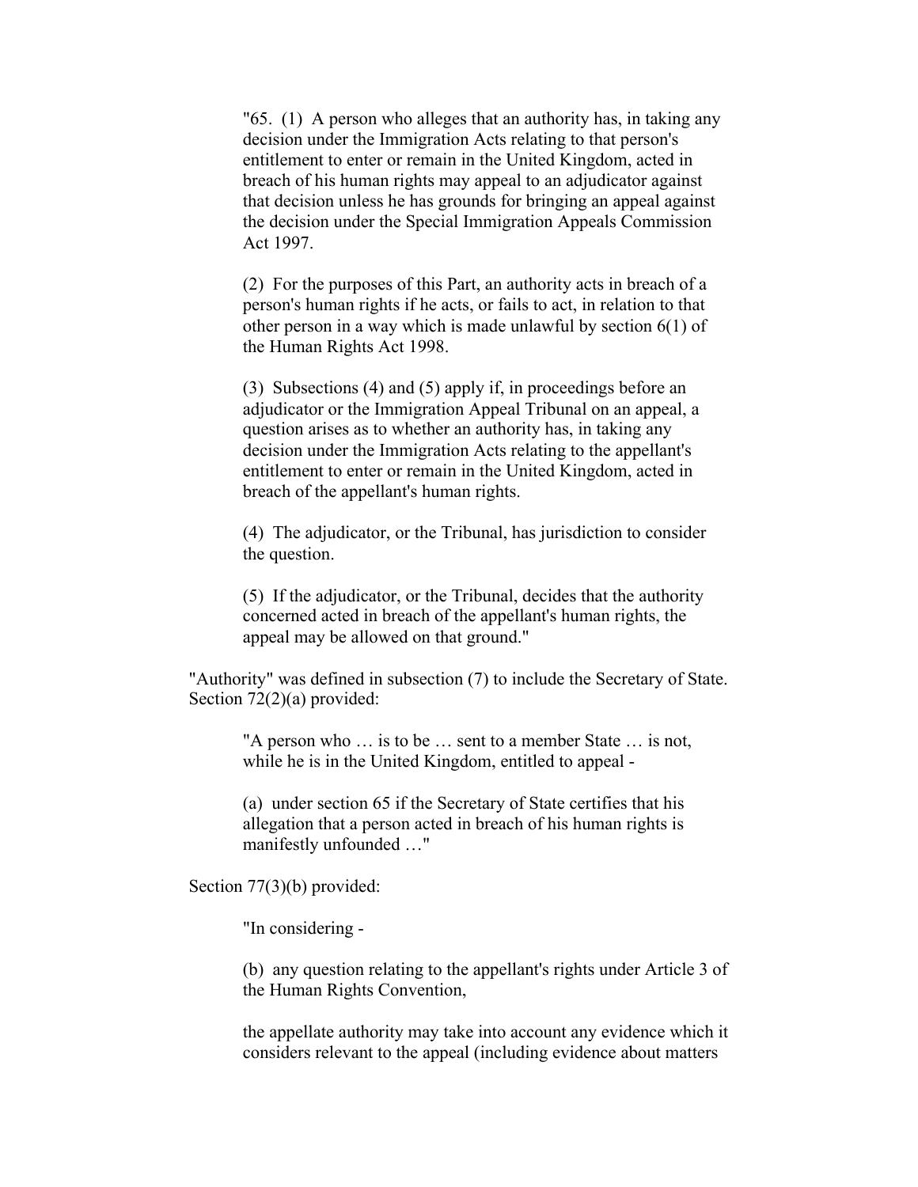> "65. (1) A person who alleges that an authority has, in taking any decision under the Immigration Acts relating to that person's entitlement to enter or remain in the United Kingdom, acted in breach of his human rights may appeal to an adjudicator against that decision unless he has grounds for bringing an appeal against the decision under the Special Immigration Appeals Commission Act 1997.
>
> (2) For the purposes of this Part, an authority acts in breach of a person's human rights if he acts, or fails to act, in relation to that other person in a way which is made unlawful by section 6(1) of the Human Rights Act 1998.
>
> (3) Subsections (4) and (5) apply if, in proceedings before an adjudicator or the Immigration Appeal Tribunal on an appeal, a question arises as to whether an authority has, in taking any decision under the Immigration Acts relating to the appellant's entitlement to enter or remain in the United Kingdom, acted in breach of the appellant's human rights.
>
> (4) The adjudicator, or the Tribunal, has jurisdiction to consider the question.
>
> (5) If the adjudicator, or the Tribunal, decides that the authority concerned acted in breach of the appellant's human rights, the appeal may be allowed on that ground."

"Authority" was defined in subsection (7) to include the Secretary of State. Section 72(2)(a) provided:

> "A person who … is to be … sent to a member State … is not, while he is in the United Kingdom, entitled to appeal -
>
> (a) under section 65 if the Secretary of State certifies that his allegation that a person acted in breach of his human rights is manifestly unfounded …"

Section 77(3)(b) provided:

> "In considering -
>
> (b) any question relating to the appellant's rights under Article 3 of the Human Rights Convention,
>
> the appellate authority may take into account any evidence which it considers relevant to the appeal (including evidence about matters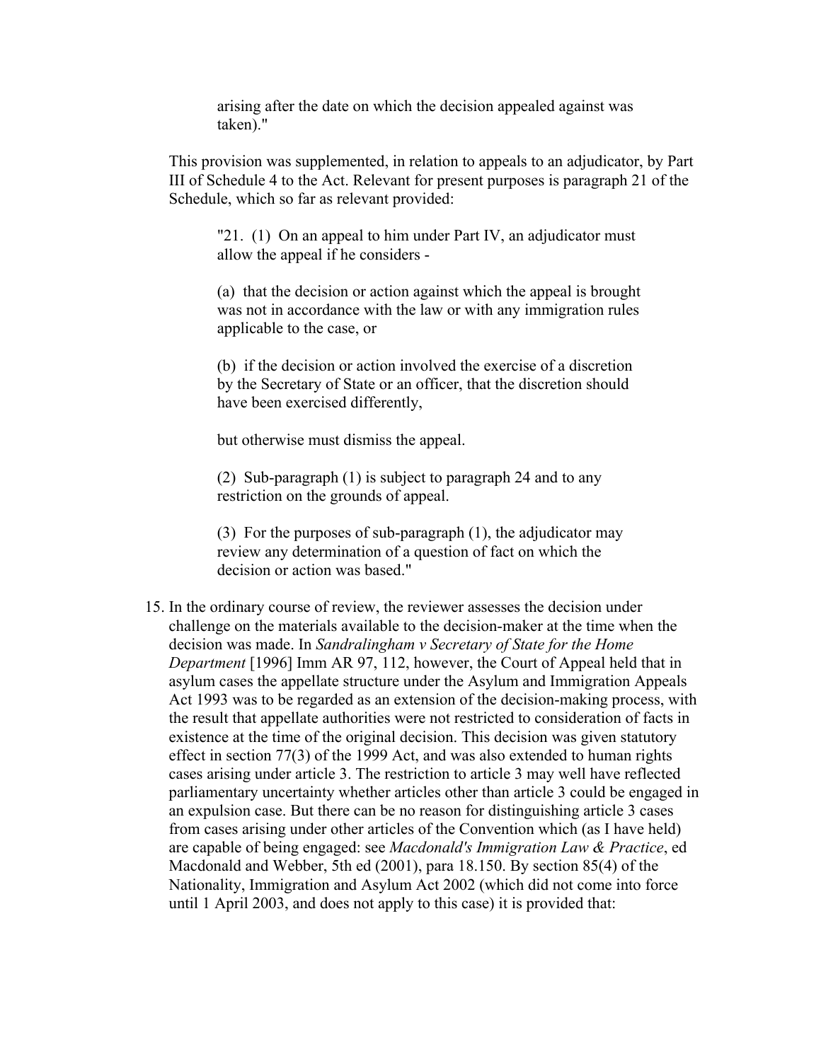arising after the date on which the decision appealed against was taken)."

This provision was supplemented, in relation to appeals to an adjudicator, by Part III of Schedule 4 to the Act. Relevant for present purposes is paragraph 21 of the Schedule, which so far as relevant provided:

> "21. (1) On an appeal to him under Part IV, an adjudicator must allow the appeal if he considers -
>
> (a) that the decision or action against which the appeal is brought was not in accordance with the law or with any immigration rules applicable to the case, or
>
> (b) if the decision or action involved the exercise of a discretion by the Secretary of State or an officer, that the discretion should have been exercised differently,
>
> but otherwise must dismiss the appeal.
>
> (2) Sub-paragraph (1) is subject to paragraph 24 and to any restriction on the grounds of appeal.
>
> (3) For the purposes of sub-paragraph (1), the adjudicator may review any determination of a question of fact on which the decision or action was based."

15. In the ordinary course of review, the reviewer assesses the decision under challenge on the materials available to the decision-maker at the time when the decision was made. In *Sandralingham v Secretary of State for the Home Department* [1996] Imm AR 97, 112, however, the Court of Appeal held that in asylum cases the appellate structure under the Asylum and Immigration Appeals Act 1993 was to be regarded as an extension of the decision-making process, with the result that appellate authorities were not restricted to consideration of facts in existence at the time of the original decision. This decision was given statutory effect in section 77(3) of the 1999 Act, and was also extended to human rights cases arising under article 3. The restriction to article 3 may well have reflected parliamentary uncertainty whether articles other than article 3 could be engaged in an expulsion case. But there can be no reason for distinguishing article 3 cases from cases arising under other articles of the Convention which (as I have held) are capable of being engaged: see *Macdonald's Immigration Law & Practice*, ed Macdonald and Webber, 5th ed (2001), para 18.150. By section 85(4) of the Nationality, Immigration and Asylum Act 2002 (which did not come into force until 1 April 2003, and does not apply to this case) it is provided that: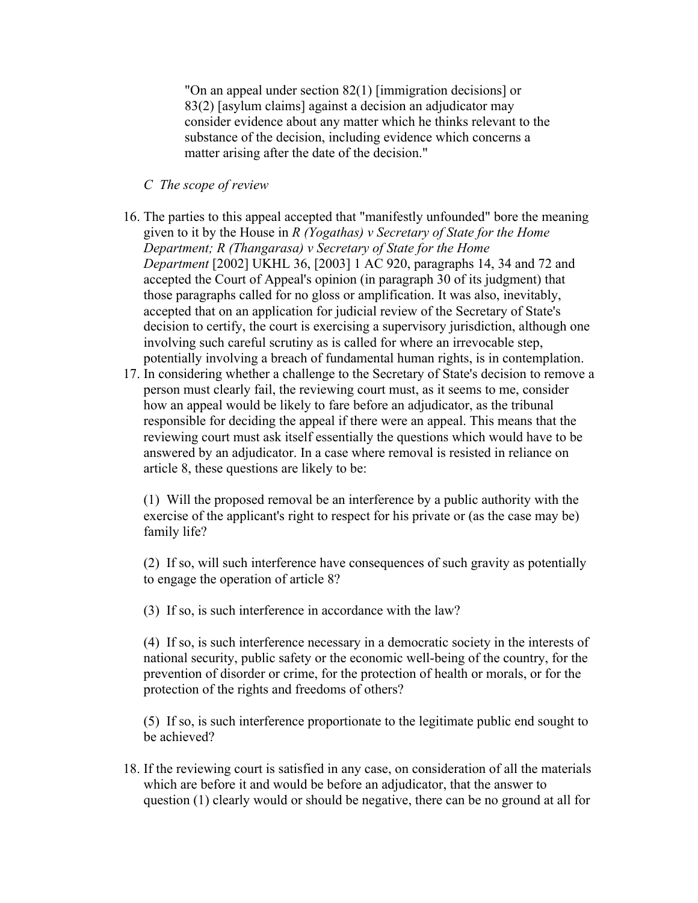> "On an appeal under section 82(1) [immigration decisions] or 83(2) [asylum claims] against a decision an adjudicator may consider evidence about any matter which he thinks relevant to the substance of the decision, including evidence which concerns a matter arising after the date of the decision."

*C The scope of review*

16. The parties to this appeal accepted that "manifestly unfounded" bore the meaning given to it by the House in *R (Yogathas) v Secretary of State for the Home Department; R (Thangarasa) v Secretary of State for the Home Department* [2002] UKHL 36, [2003] 1 AC 920, paragraphs 14, 34 and 72 and accepted the Court of Appeal's opinion (in paragraph 30 of its judgment) that those paragraphs called for no gloss or amplification. It was also, inevitably, accepted that on an application for judicial review of the Secretary of State's decision to certify, the court is exercising a supervisory jurisdiction, although one involving such careful scrutiny as is called for where an irrevocable step, potentially involving a breach of fundamental human rights, is in contemplation.
17. In considering whether a challenge to the Secretary of State's decision to remove a person must clearly fail, the reviewing court must, as it seems to me, consider how an appeal would be likely to fare before an adjudicator, as the tribunal responsible for deciding the appeal if there were an appeal. This means that the reviewing court must ask itself essentially the questions which would have to be answered by an adjudicator. In a case where removal is resisted in reliance on article 8, these questions are likely to be:

    (1) Will the proposed removal be an interference by a public authority with the exercise of the applicant's right to respect for his private or (as the case may be) family life?

    (2) If so, will such interference have consequences of such gravity as potentially to engage the operation of article 8?

    (3) If so, is such interference in accordance with the law?

    (4) If so, is such interference necessary in a democratic society in the interests of national security, public safety or the economic well-being of the country, for the prevention of disorder or crime, for the protection of health or morals, or for the protection of the rights and freedoms of others?

    (5) If so, is such interference proportionate to the legitimate public end sought to be achieved?

18. If the reviewing court is satisfied in any case, on consideration of all the materials which are before it and would be before an adjudicator, that the answer to question (1) clearly would or should be negative, there can be no ground at all for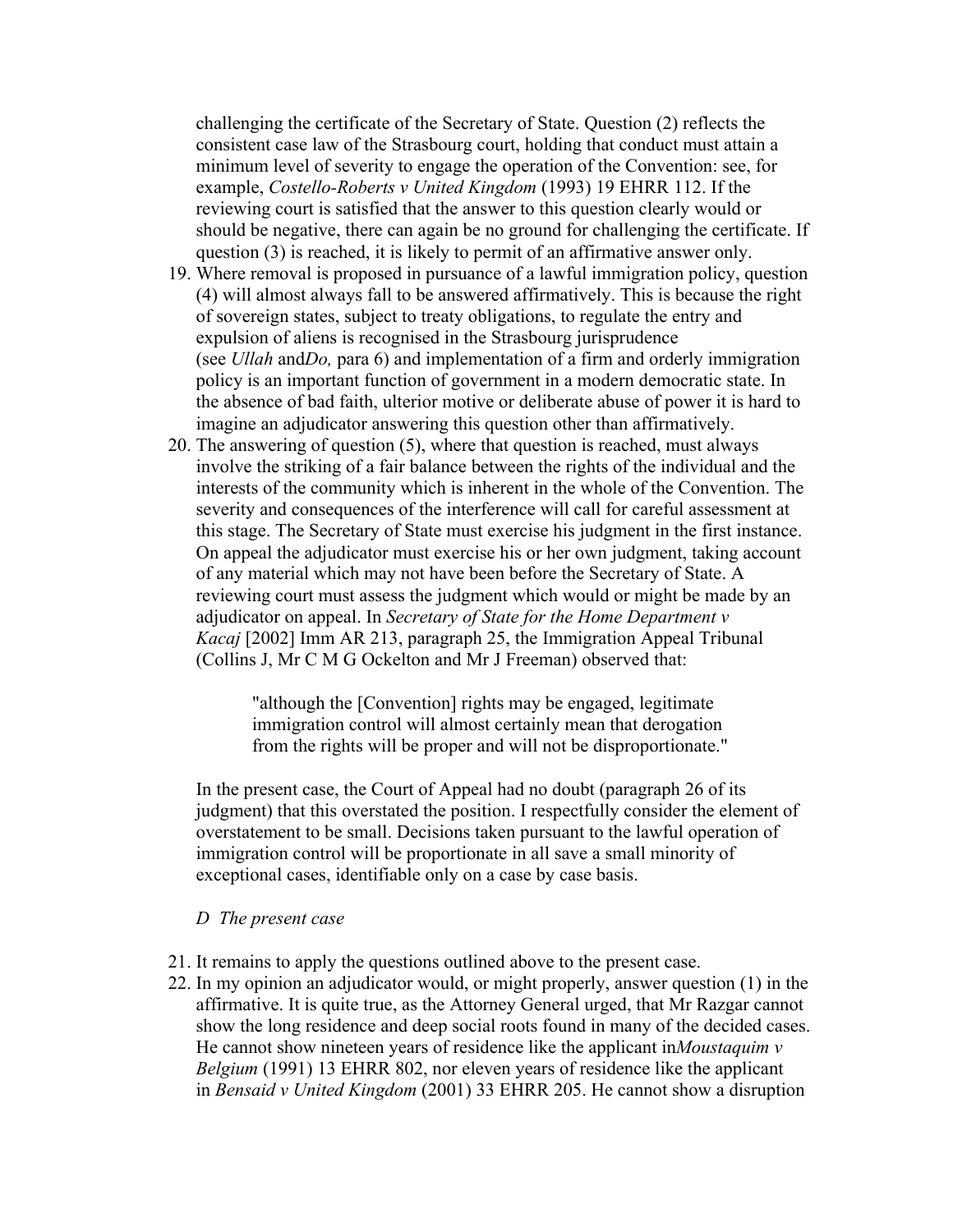challenging the certificate of the Secretary of State. Question (2) reflects the consistent case law of the Strasbourg court, holding that conduct must attain a minimum level of severity to engage the operation of the Convention: see, for example, *Costello-Roberts v United Kingdom* (1993) 19 EHRR 112. If the reviewing court is satisfied that the answer to this question clearly would or should be negative, there can again be no ground for challenging the certificate. If question (3) is reached, it is likely to permit of an affirmative answer only.

19. Where removal is proposed in pursuance of a lawful immigration policy, question (4) will almost always fall to be answered affirmatively. This is because the right of sovereign states, subject to treaty obligations, to regulate the entry and expulsion of aliens is recognised in the Strasbourg jurisprudence (see *Ullah* and*Do,* para 6) and implementation of a firm and orderly immigration policy is an important function of government in a modern democratic state. In the absence of bad faith, ulterior motive or deliberate abuse of power it is hard to imagine an adjudicator answering this question other than affirmatively.
20. The answering of question (5), where that question is reached, must always involve the striking of a fair balance between the rights of the individual and the interests of the community which is inherent in the whole of the Convention. The severity and consequences of the interference will call for careful assessment at this stage. The Secretary of State must exercise his judgment in the first instance. On appeal the adjudicator must exercise his or her own judgment, taking account of any material which may not have been before the Secretary of State. A reviewing court must assess the judgment which would or might be made by an adjudicator on appeal. In *Secretary of State for the Home Department v Kacaj* [2002] Imm AR 213, paragraph 25, the Immigration Appeal Tribunal (Collins J, Mr C M G Ockelton and Mr J Freeman) observed that:

   > "although the [Convention] rights may be engaged, legitimate immigration control will almost certainly mean that derogation from the rights will be proper and will not be disproportionate."

   In the present case, the Court of Appeal had no doubt (paragraph 26 of its judgment) that this overstated the position. I respectfully consider the element of overstatement to be small. Decisions taken pursuant to the lawful operation of immigration control will be proportionate in all save a small minority of exceptional cases, identifiable only on a case by case basis.

*D The present case*

21. It remains to apply the questions outlined above to the present case.
22. In my opinion an adjudicator would, or might properly, answer question (1) in the affirmative. It is quite true, as the Attorney General urged, that Mr Razgar cannot show the long residence and deep social roots found in many of the decided cases. He cannot show nineteen years of residence like the applicant in*Moustaquim v Belgium* (1991) 13 EHRR 802, nor eleven years of residence like the applicant in *Bensaid v United Kingdom* (2001) 33 EHRR 205. He cannot show a disruption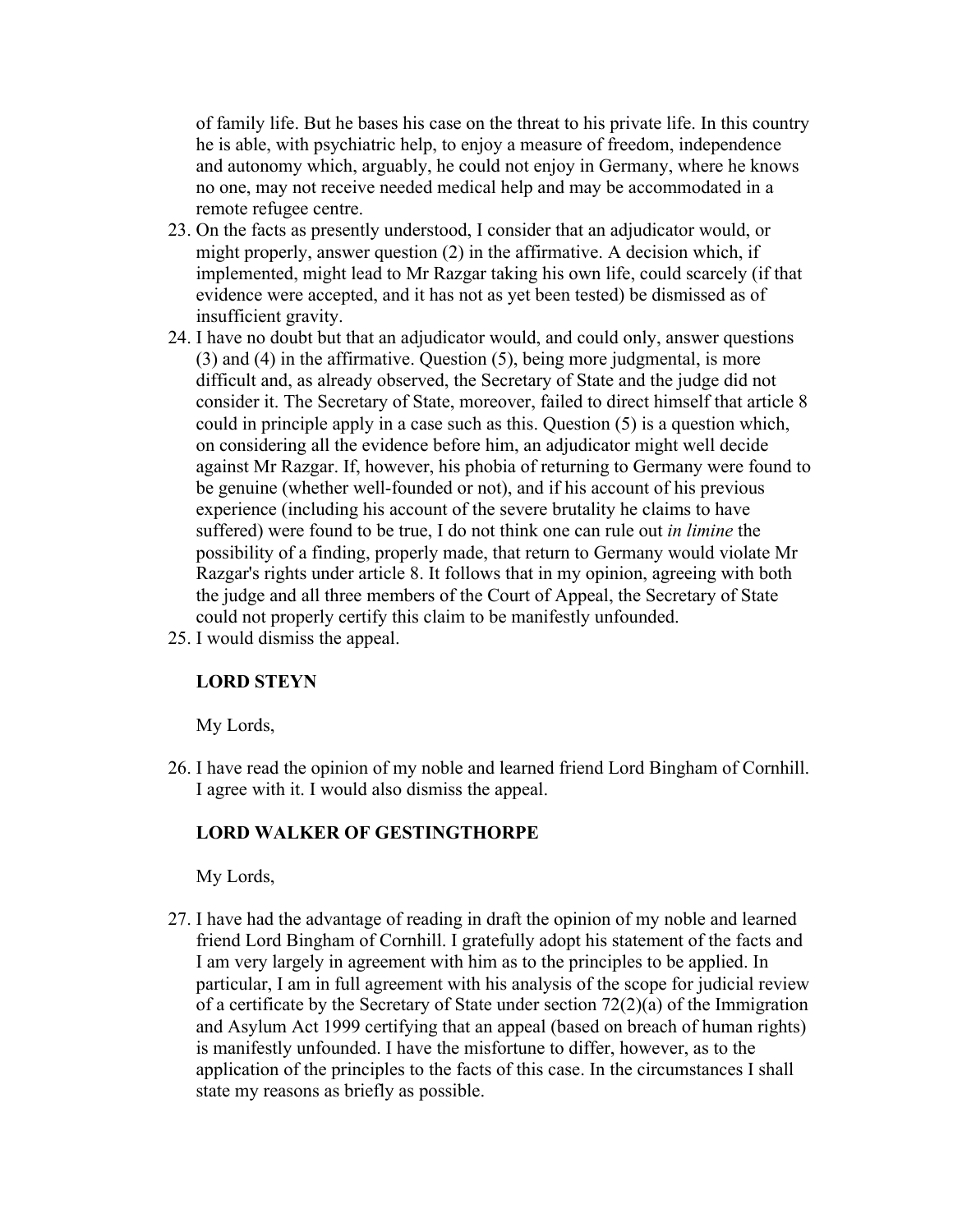of family life. But he bases his case on the threat to his private life. In this country he is able, with psychiatric help, to enjoy a measure of freedom, independence and autonomy which, arguably, he could not enjoy in Germany, where he knows no one, may not receive needed medical help and may be accommodated in a remote refugee centre.

23. On the facts as presently understood, I consider that an adjudicator would, or might properly, answer question (2) in the affirmative. A decision which, if implemented, might lead to Mr Razgar taking his own life, could scarcely (if that evidence were accepted, and it has not as yet been tested) be dismissed as of insufficient gravity.
24. I have no doubt but that an adjudicator would, and could only, answer questions (3) and (4) in the affirmative. Question (5), being more judgmental, is more difficult and, as already observed, the Secretary of State and the judge did not consider it. The Secretary of State, moreover, failed to direct himself that article 8 could in principle apply in a case such as this. Question (5) is a question which, on considering all the evidence before him, an adjudicator might well decide against Mr Razgar. If, however, his phobia of returning to Germany were found to be genuine (whether well-founded or not), and if his account of his previous experience (including his account of the severe brutality he claims to have suffered) were found to be true, I do not think one can rule out *in limine* the possibility of a finding, properly made, that return to Germany would violate Mr Razgar's rights under article 8. It follows that in my opinion, agreeing with both the judge and all three members of the Court of Appeal, the Secretary of State could not properly certify this claim to be manifestly unfounded.
25. I would dismiss the appeal.

**LORD STEYN**

My Lords,

26. I have read the opinion of my noble and learned friend Lord Bingham of Cornhill. I agree with it. I would also dismiss the appeal.

**LORD WALKER OF GESTINGTHORPE**

My Lords,

27. I have had the advantage of reading in draft the opinion of my noble and learned friend Lord Bingham of Cornhill. I gratefully adopt his statement of the facts and I am very largely in agreement with him as to the principles to be applied. In particular, I am in full agreement with his analysis of the scope for judicial review of a certificate by the Secretary of State under section 72(2)(a) of the Immigration and Asylum Act 1999 certifying that an appeal (based on breach of human rights) is manifestly unfounded. I have the misfortune to differ, however, as to the application of the principles to the facts of this case. In the circumstances I shall state my reasons as briefly as possible.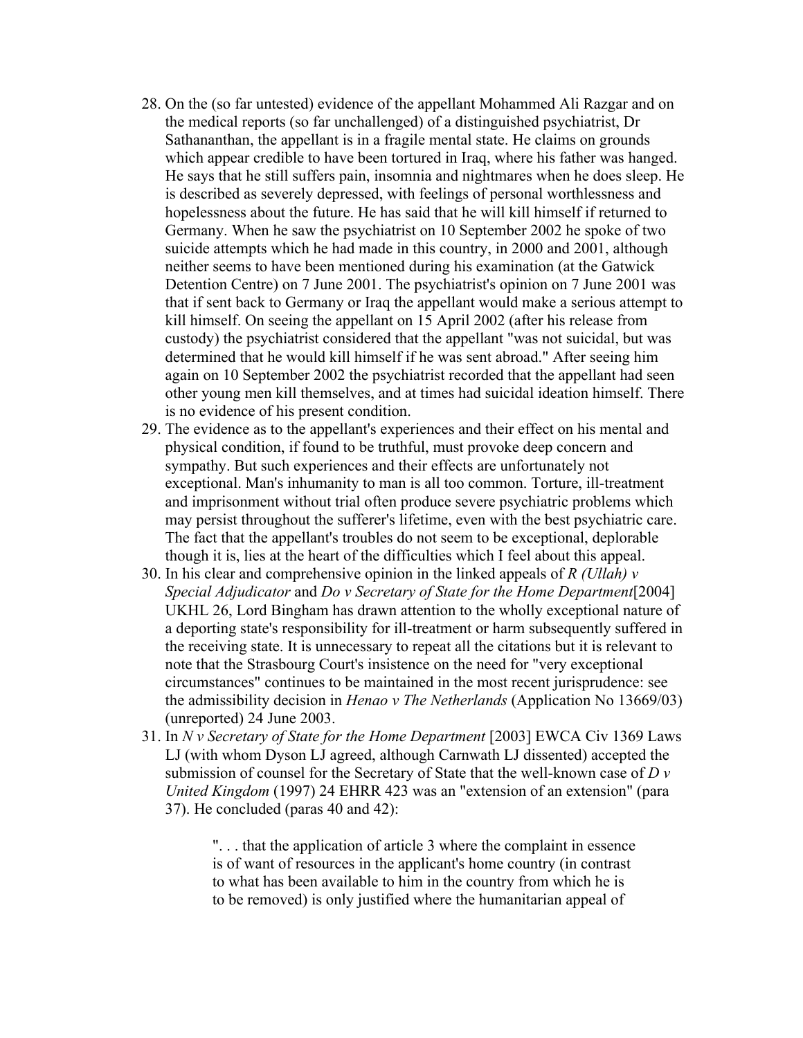28. On the (so far untested) evidence of the appellant Mohammed Ali Razgar and on the medical reports (so far unchallenged) of a distinguished psychiatrist, Dr Sathananthan, the appellant is in a fragile mental state. He claims on grounds which appear credible to have been tortured in Iraq, where his father was hanged. He says that he still suffers pain, insomnia and nightmares when he does sleep. He is described as severely depressed, with feelings of personal worthlessness and hopelessness about the future. He has said that he will kill himself if returned to Germany. When he saw the psychiatrist on 10 September 2002 he spoke of two suicide attempts which he had made in this country, in 2000 and 2001, although neither seems to have been mentioned during his examination (at the Gatwick Detention Centre) on 7 June 2001. The psychiatrist's opinion on 7 June 2001 was that if sent back to Germany or Iraq the appellant would make a serious attempt to kill himself. On seeing the appellant on 15 April 2002 (after his release from custody) the psychiatrist considered that the appellant "was not suicidal, but was determined that he would kill himself if he was sent abroad." After seeing him again on 10 September 2002 the psychiatrist recorded that the appellant had seen other young men kill themselves, and at times had suicidal ideation himself. There is no evidence of his present condition.
29. The evidence as to the appellant's experiences and their effect on his mental and physical condition, if found to be truthful, must provoke deep concern and sympathy. But such experiences and their effects are unfortunately not exceptional. Man's inhumanity to man is all too common. Torture, ill-treatment and imprisonment without trial often produce severe psychiatric problems which may persist throughout the sufferer's lifetime, even with the best psychiatric care. The fact that the appellant's troubles do not seem to be exceptional, deplorable though it is, lies at the heart of the difficulties which I feel about this appeal.
30. In his clear and comprehensive opinion in the linked appeals of *R (Ullah) v Special Adjudicator* and *Do v Secretary of State for the Home Department*[2004] UKHL 26, Lord Bingham has drawn attention to the wholly exceptional nature of a deporting state's responsibility for ill-treatment or harm subsequently suffered in the receiving state. It is unnecessary to repeat all the citations but it is relevant to note that the Strasbourg Court's insistence on the need for "very exceptional circumstances" continues to be maintained in the most recent jurisprudence: see the admissibility decision in *Henao v The Netherlands* (Application No 13669/03) (unreported) 24 June 2003.
31. In *N v Secretary of State for the Home Department* [2003] EWCA Civ 1369 Laws LJ (with whom Dyson LJ agreed, although Carnwath LJ dissented) accepted the submission of counsel for the Secretary of State that the well-known case of *D v United Kingdom* (1997) 24 EHRR 423 was an "extension of an extension" (para 37). He concluded (paras 40 and 42):

> ". . . that the application of article 3 where the complaint in essence is of want of resources in the applicant's home country (in contrast to what has been available to him in the country from which he is to be removed) is only justified where the humanitarian appeal of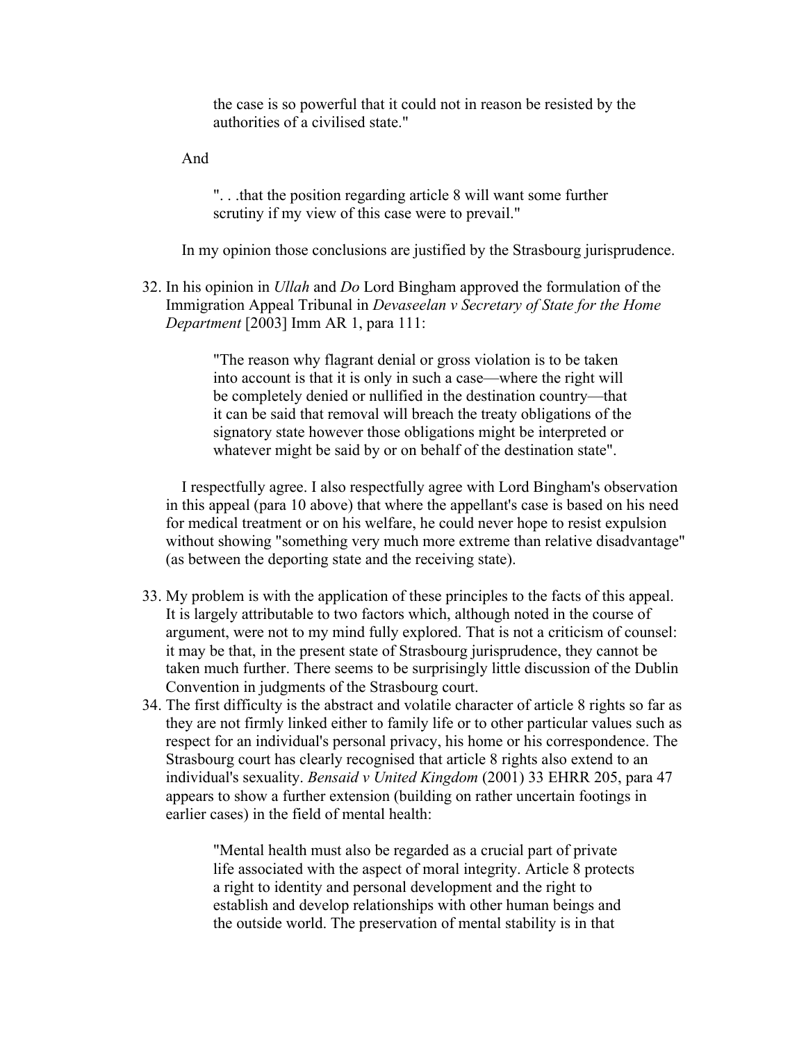> the case is so powerful that it could not in reason be resisted by the authorities of a civilised state."

And

> ". . .that the position regarding article 8 will want some further scrutiny if my view of this case were to prevail."

In my opinion those conclusions are justified by the Strasbourg jurisprudence.

32. In his opinion in *Ullah* and *Do* Lord Bingham approved the formulation of the Immigration Appeal Tribunal in *Devaseelan v Secretary of State for the Home Department* [2003] Imm AR 1, para 111:

    > "The reason why flagrant denial or gross violation is to be taken into account is that it is only in such a case—where the right will be completely denied or nullified in the destination country—that it can be said that removal will breach the treaty obligations of the signatory state however those obligations might be interpreted or whatever might be said by or on behalf of the destination state".

    I respectfully agree. I also respectfully agree with Lord Bingham's observation in this appeal (para 10 above) that where the appellant's case is based on his need for medical treatment or on his welfare, he could never hope to resist expulsion without showing "something very much more extreme than relative disadvantage" (as between the deporting state and the receiving state).

33. My problem is with the application of these principles to the facts of this appeal. It is largely attributable to two factors which, although noted in the course of argument, were not to my mind fully explored. That is not a criticism of counsel: it may be that, in the present state of Strasbourg jurisprudence, they cannot be taken much further. There seems to be surprisingly little discussion of the Dublin Convention in judgments of the Strasbourg court.
34. The first difficulty is the abstract and volatile character of article 8 rights so far as they are not firmly linked either to family life or to other particular values such as respect for an individual's personal privacy, his home or his correspondence. The Strasbourg court has clearly recognised that article 8 rights also extend to an individual's sexuality. *Bensaid v United Kingdom* (2001) 33 EHRR 205, para 47 appears to show a further extension (building on rather uncertain footings in earlier cases) in the field of mental health:

    > "Mental health must also be regarded as a crucial part of private life associated with the aspect of moral integrity. Article 8 protects a right to identity and personal development and the right to establish and develop relationships with other human beings and the outside world. The preservation of mental stability is in that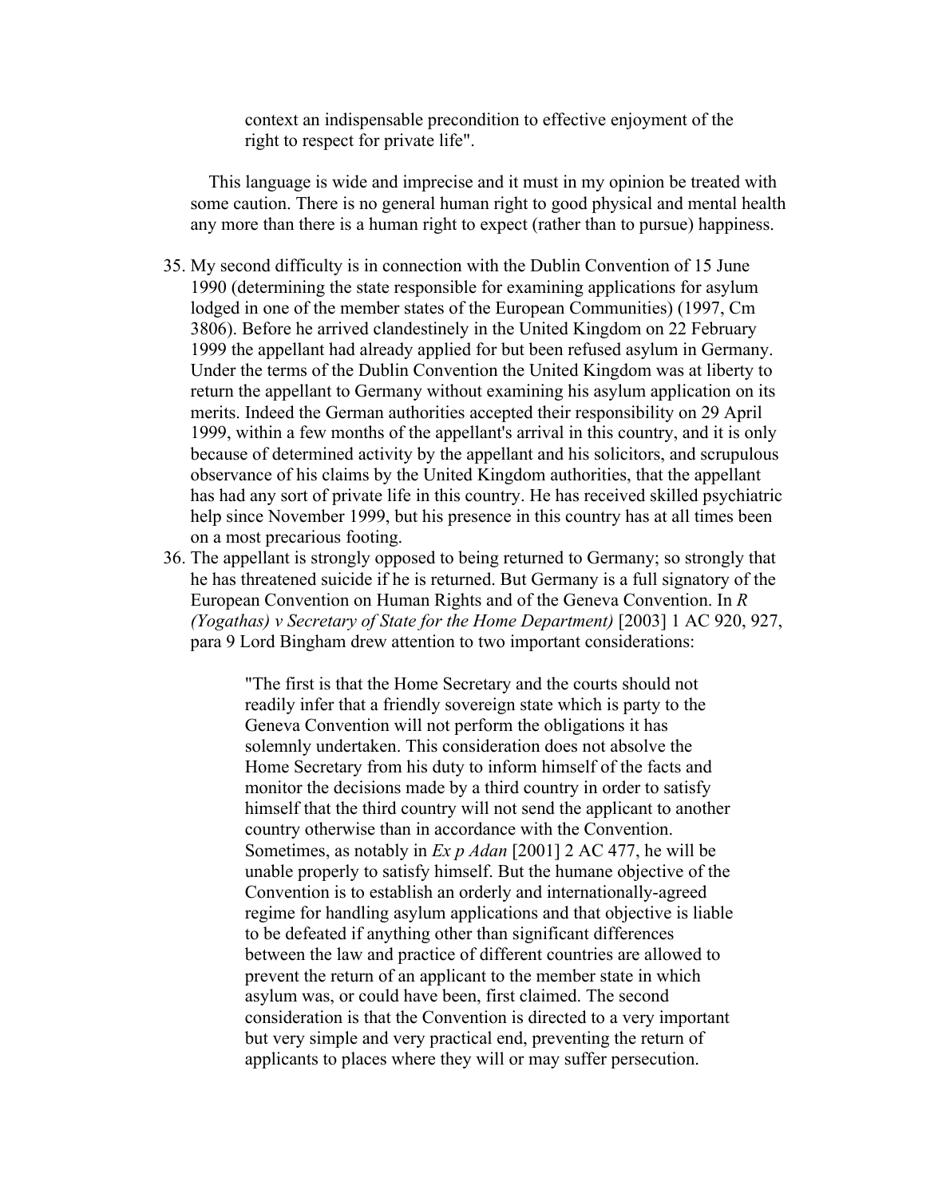> context an indispensable precondition to effective enjoyment of the right to respect for private life".

This language is wide and imprecise and it must in my opinion be treated with some caution. There is no general human right to good physical and mental health any more than there is a human right to expect (rather than to pursue) happiness.

35. My second difficulty is in connection with the Dublin Convention of 15 June 1990 (determining the state responsible for examining applications for asylum lodged in one of the member states of the European Communities) (1997, Cm 3806). Before he arrived clandestinely in the United Kingdom on 22 February 1999 the appellant had already applied for but been refused asylum in Germany. Under the terms of the Dublin Convention the United Kingdom was at liberty to return the appellant to Germany without examining his asylum application on its merits. Indeed the German authorities accepted their responsibility on 29 April 1999, within a few months of the appellant's arrival in this country, and it is only because of determined activity by the appellant and his solicitors, and scrupulous observance of his claims by the United Kingdom authorities, that the appellant has had any sort of private life in this country. He has received skilled psychiatric help since November 1999, but his presence in this country has at all times been on a most precarious footing.
36. The appellant is strongly opposed to being returned to Germany; so strongly that he has threatened suicide if he is returned. But Germany is a full signatory of the European Convention on Human Rights and of the Geneva Convention. In *R (Yogathas) v Secretary of State for the Home Department)* [2003] 1 AC 920, 927, para 9 Lord Bingham drew attention to two important considerations:

> "The first is that the Home Secretary and the courts should not readily infer that a friendly sovereign state which is party to the Geneva Convention will not perform the obligations it has solemnly undertaken. This consideration does not absolve the Home Secretary from his duty to inform himself of the facts and monitor the decisions made by a third country in order to satisfy himself that the third country will not send the applicant to another country otherwise than in accordance with the Convention. Sometimes, as notably in *Ex p Adan* [2001] 2 AC 477, he will be unable properly to satisfy himself. But the humane objective of the Convention is to establish an orderly and internationally-agreed regime for handling asylum applications and that objective is liable to be defeated if anything other than significant differences between the law and practice of different countries are allowed to prevent the return of an applicant to the member state in which asylum was, or could have been, first claimed. The second consideration is that the Convention is directed to a very important but very simple and very practical end, preventing the return of applicants to places where they will or may suffer persecution.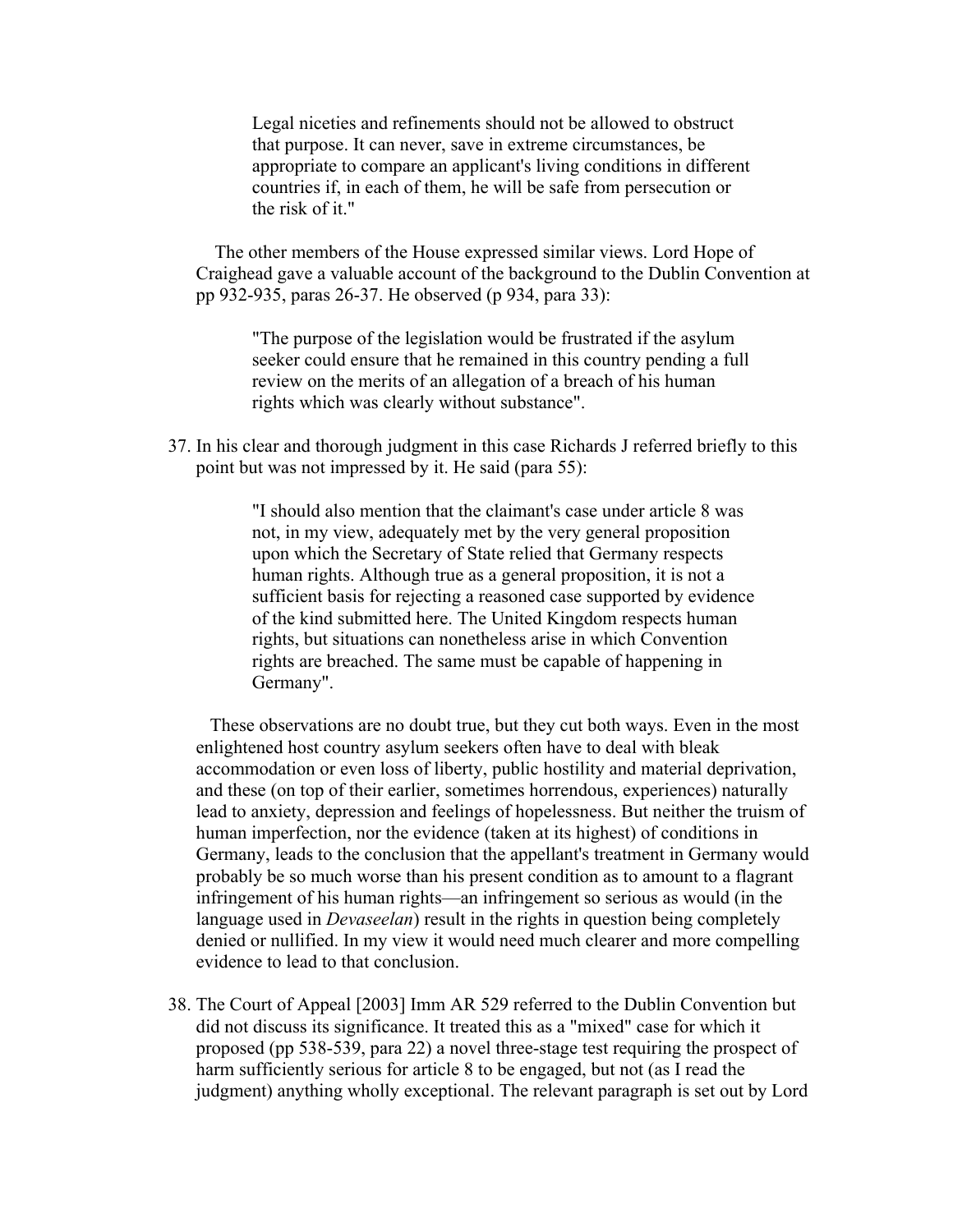> Legal niceties and refinements should not be allowed to obstruct that purpose. It can never, save in extreme circumstances, be appropriate to compare an applicant's living conditions in different countries if, in each of them, he will be safe from persecution or the risk of it."

The other members of the House expressed similar views. Lord Hope of Craighead gave a valuable account of the background to the Dublin Convention at pp 932-935, paras 26-37. He observed (p 934, para 33):

> "The purpose of the legislation would be frustrated if the asylum seeker could ensure that he remained in this country pending a full review on the merits of an allegation of a breach of his human rights which was clearly without substance".

37. In his clear and thorough judgment in this case Richards J referred briefly to this point but was not impressed by it. He said (para 55):

> "I should also mention that the claimant's case under article 8 was not, in my view, adequately met by the very general proposition upon which the Secretary of State relied that Germany respects human rights. Although true as a general proposition, it is not a sufficient basis for rejecting a reasoned case supported by evidence of the kind submitted here. The United Kingdom respects human rights, but situations can nonetheless arise in which Convention rights are breached. The same must be capable of happening in Germany".

These observations are no doubt true, but they cut both ways. Even in the most enlightened host country asylum seekers often have to deal with bleak accommodation or even loss of liberty, public hostility and material deprivation, and these (on top of their earlier, sometimes horrendous, experiences) naturally lead to anxiety, depression and feelings of hopelessness. But neither the truism of human imperfection, nor the evidence (taken at its highest) of conditions in Germany, leads to the conclusion that the appellant's treatment in Germany would probably be so much worse than his present condition as to amount to a flagrant infringement of his human rights—an infringement so serious as would (in the language used in *Devaseelan*) result in the rights in question being completely denied or nullified. In my view it would need much clearer and more compelling evidence to lead to that conclusion.

38. The Court of Appeal [2003] Imm AR 529 referred to the Dublin Convention but did not discuss its significance. It treated this as a "mixed" case for which it proposed (pp 538-539, para 22) a novel three-stage test requiring the prospect of harm sufficiently serious for article 8 to be engaged, but not (as I read the judgment) anything wholly exceptional. The relevant paragraph is set out by Lord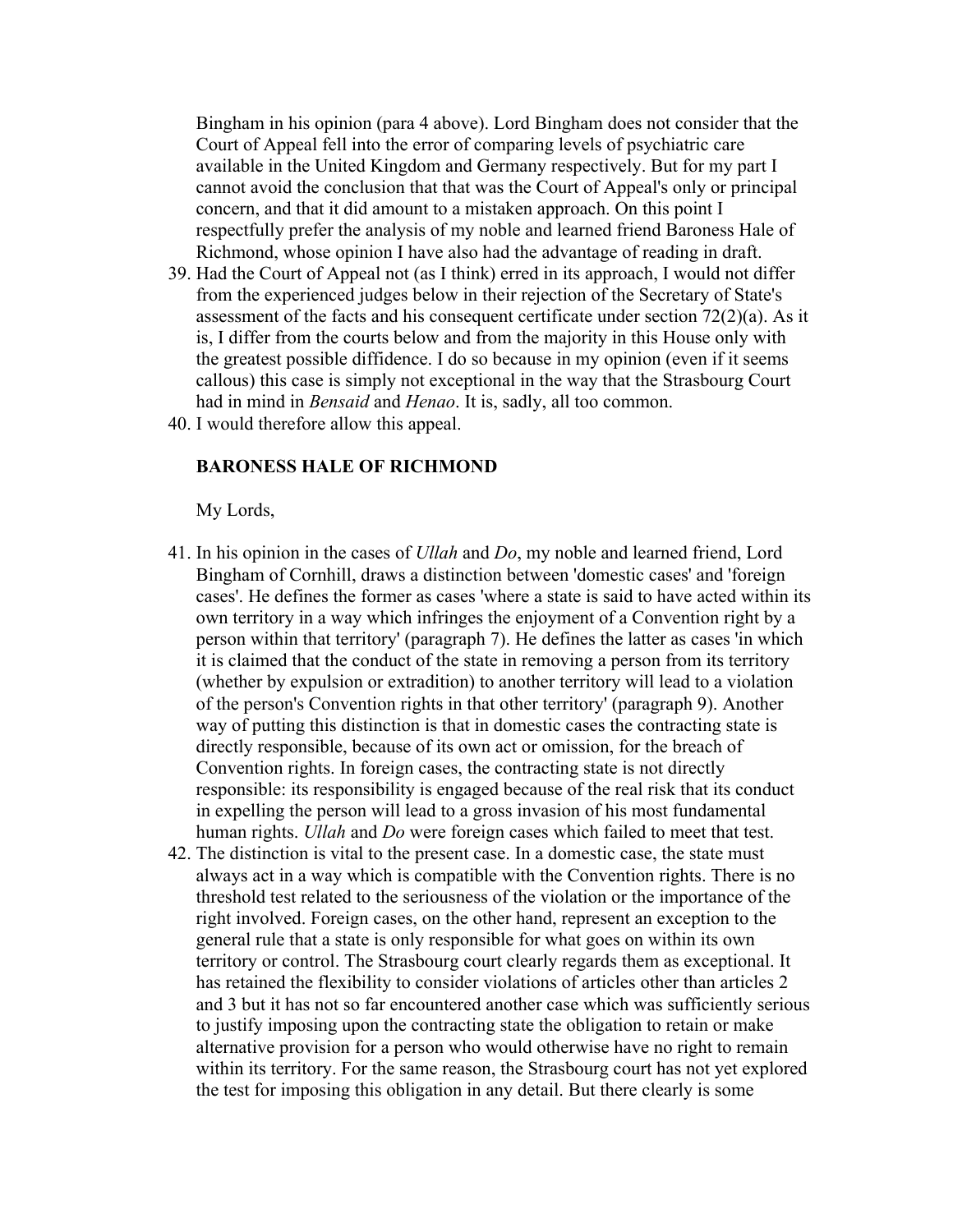Bingham in his opinion (para 4 above). Lord Bingham does not consider that the Court of Appeal fell into the error of comparing levels of psychiatric care available in the United Kingdom and Germany respectively. But for my part I cannot avoid the conclusion that that was the Court of Appeal's only or principal concern, and that it did amount to a mistaken approach. On this point I respectfully prefer the analysis of my noble and learned friend Baroness Hale of Richmond, whose opinion I have also had the advantage of reading in draft.

39. Had the Court of Appeal not (as I think) erred in its approach, I would not differ from the experienced judges below in their rejection of the Secretary of State's assessment of the facts and his consequent certificate under section 72(2)(a). As it is, I differ from the courts below and from the majority in this House only with the greatest possible diffidence. I do so because in my opinion (even if it seems callous) this case is simply not exceptional in the way that the Strasbourg Court had in mind in *Bensaid* and *Henao*. It is, sadly, all too common.
40. I would therefore allow this appeal.

**BARONESS HALE OF RICHMOND**

My Lords,

41. In his opinion in the cases of *Ullah* and *Do*, my noble and learned friend, Lord Bingham of Cornhill, draws a distinction between 'domestic cases' and 'foreign cases'. He defines the former as cases 'where a state is said to have acted within its own territory in a way which infringes the enjoyment of a Convention right by a person within that territory' (paragraph 7). He defines the latter as cases 'in which it is claimed that the conduct of the state in removing a person from its territory (whether by expulsion or extradition) to another territory will lead to a violation of the person's Convention rights in that other territory' (paragraph 9). Another way of putting this distinction is that in domestic cases the contracting state is directly responsible, because of its own act or omission, for the breach of Convention rights. In foreign cases, the contracting state is not directly responsible: its responsibility is engaged because of the real risk that its conduct in expelling the person will lead to a gross invasion of his most fundamental human rights. *Ullah* and *Do* were foreign cases which failed to meet that test.
42. The distinction is vital to the present case. In a domestic case, the state must always act in a way which is compatible with the Convention rights. There is no threshold test related to the seriousness of the violation or the importance of the right involved. Foreign cases, on the other hand, represent an exception to the general rule that a state is only responsible for what goes on within its own territory or control. The Strasbourg court clearly regards them as exceptional. It has retained the flexibility to consider violations of articles other than articles 2 and 3 but it has not so far encountered another case which was sufficiently serious to justify imposing upon the contracting state the obligation to retain or make alternative provision for a person who would otherwise have no right to remain within its territory. For the same reason, the Strasbourg court has not yet explored the test for imposing this obligation in any detail. But there clearly is some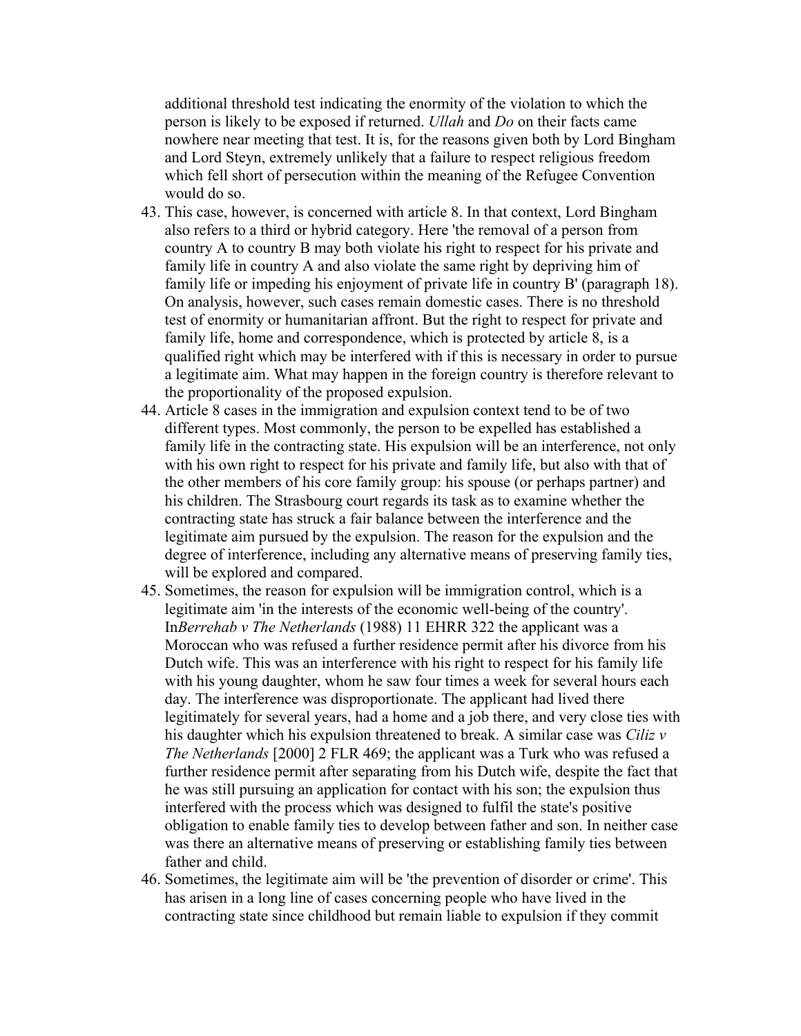additional threshold test indicating the enormity of the violation to which the person is likely to be exposed if returned. *Ullah* and *Do* on their facts came nowhere near meeting that test. It is, for the reasons given both by Lord Bingham and Lord Steyn, extremely unlikely that a failure to respect religious freedom which fell short of persecution within the meaning of the Refugee Convention would do so.

43. This case, however, is concerned with article 8. In that context, Lord Bingham also refers to a third or hybrid category. Here 'the removal of a person from country A to country B may both violate his right to respect for his private and family life in country A and also violate the same right by depriving him of family life or impeding his enjoyment of private life in country B' (paragraph 18). On analysis, however, such cases remain domestic cases. There is no threshold test of enormity or humanitarian affront. But the right to respect for private and family life, home and correspondence, which is protected by article 8, is a qualified right which may be interfered with if this is necessary in order to pursue a legitimate aim. What may happen in the foreign country is therefore relevant to the proportionality of the proposed expulsion.
44. Article 8 cases in the immigration and expulsion context tend to be of two different types. Most commonly, the person to be expelled has established a family life in the contracting state. His expulsion will be an interference, not only with his own right to respect for his private and family life, but also with that of the other members of his core family group: his spouse (or perhaps partner) and his children. The Strasbourg court regards its task as to examine whether the contracting state has struck a fair balance between the interference and the legitimate aim pursued by the expulsion. The reason for the expulsion and the degree of interference, including any alternative means of preserving family ties, will be explored and compared.
45. Sometimes, the reason for expulsion will be immigration control, which is a legitimate aim 'in the interests of the economic well-being of the country'. In*Berrehab v The Netherlands* (1988) 11 EHRR 322 the applicant was a Moroccan who was refused a further residence permit after his divorce from his Dutch wife. This was an interference with his right to respect for his family life with his young daughter, whom he saw four times a week for several hours each day. The interference was disproportionate. The applicant had lived there legitimately for several years, had a home and a job there, and very close ties with his daughter which his expulsion threatened to break. A similar case was *Ciliz v The Netherlands* [2000] 2 FLR 469; the applicant was a Turk who was refused a further residence permit after separating from his Dutch wife, despite the fact that he was still pursuing an application for contact with his son; the expulsion thus interfered with the process which was designed to fulfil the state's positive obligation to enable family ties to develop between father and son. In neither case was there an alternative means of preserving or establishing family ties between father and child.
46. Sometimes, the legitimate aim will be 'the prevention of disorder or crime'. This has arisen in a long line of cases concerning people who have lived in the contracting state since childhood but remain liable to expulsion if they commit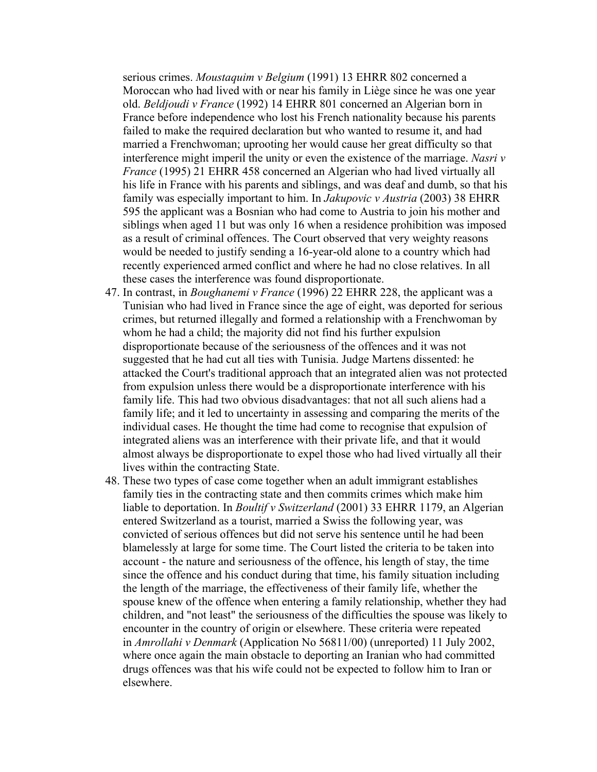serious crimes. *Moustaquim v Belgium* (1991) 13 EHRR 802 concerned a Moroccan who had lived with or near his family in Liège since he was one year old. *Beldjoudi v France* (1992) 14 EHRR 801 concerned an Algerian born in France before independence who lost his French nationality because his parents failed to make the required declaration but who wanted to resume it, and had married a Frenchwoman; uprooting her would cause her great difficulty so that interference might imperil the unity or even the existence of the marriage. *Nasri v France* (1995) 21 EHRR 458 concerned an Algerian who had lived virtually all his life in France with his parents and siblings, and was deaf and dumb, so that his family was especially important to him. In *Jakupovic v Austria* (2003) 38 EHRR 595 the applicant was a Bosnian who had come to Austria to join his mother and siblings when aged 11 but was only 16 when a residence prohibition was imposed as a result of criminal offences. The Court observed that very weighty reasons would be needed to justify sending a 16-year-old alone to a country which had recently experienced armed conflict and where he had no close relatives. In all these cases the interference was found disproportionate.

47. In contrast, in *Boughanemi v France* (1996) 22 EHRR 228, the applicant was a Tunisian who had lived in France since the age of eight, was deported for serious crimes, but returned illegally and formed a relationship with a Frenchwoman by whom he had a child; the majority did not find his further expulsion disproportionate because of the seriousness of the offences and it was not suggested that he had cut all ties with Tunisia. Judge Martens dissented: he attacked the Court's traditional approach that an integrated alien was not protected from expulsion unless there would be a disproportionate interference with his family life. This had two obvious disadvantages: that not all such aliens had a family life; and it led to uncertainty in assessing and comparing the merits of the individual cases. He thought the time had come to recognise that expulsion of integrated aliens was an interference with their private life, and that it would almost always be disproportionate to expel those who had lived virtually all their lives within the contracting State.

48. These two types of case come together when an adult immigrant establishes family ties in the contracting state and then commits crimes which make him liable to deportation. In *Boultif v Switzerland* (2001) 33 EHRR 1179, an Algerian entered Switzerland as a tourist, married a Swiss the following year, was convicted of serious offences but did not serve his sentence until he had been blamelessly at large for some time. The Court listed the criteria to be taken into account - the nature and seriousness of the offence, his length of stay, the time since the offence and his conduct during that time, his family situation including the length of the marriage, the effectiveness of their family life, whether the spouse knew of the offence when entering a family relationship, whether they had children, and "not least" the seriousness of the difficulties the spouse was likely to encounter in the country of origin or elsewhere. These criteria were repeated in *Amrollahi v Denmark* (Application No 56811/00) (unreported) 11 July 2002, where once again the main obstacle to deporting an Iranian who had committed drugs offences was that his wife could not be expected to follow him to Iran or elsewhere.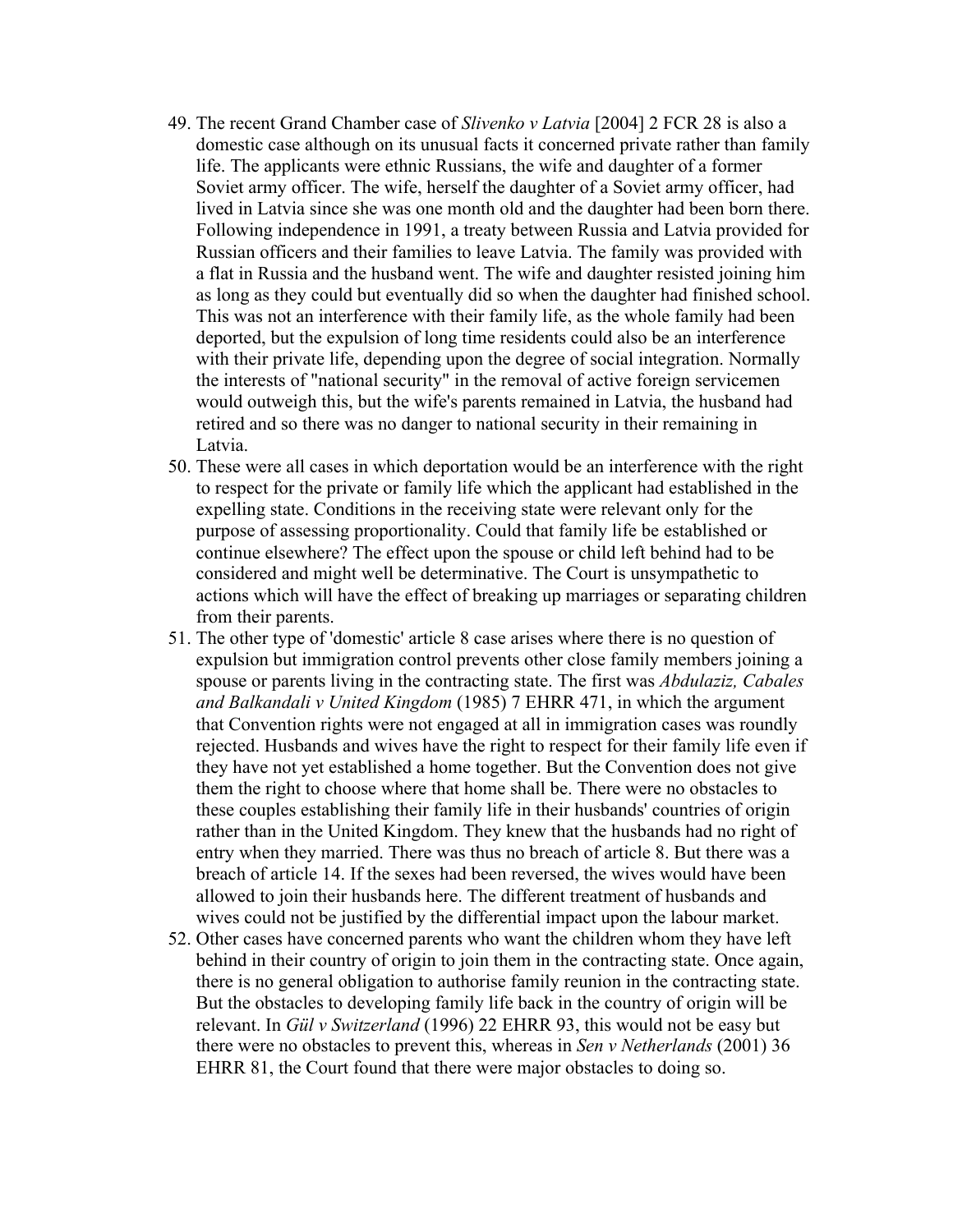49. The recent Grand Chamber case of *Slivenko v Latvia* [2004] 2 FCR 28 is also a domestic case although on its unusual facts it concerned private rather than family life. The applicants were ethnic Russians, the wife and daughter of a former Soviet army officer. The wife, herself the daughter of a Soviet army officer, had lived in Latvia since she was one month old and the daughter had been born there. Following independence in 1991, a treaty between Russia and Latvia provided for Russian officers and their families to leave Latvia. The family was provided with a flat in Russia and the husband went. The wife and daughter resisted joining him as long as they could but eventually did so when the daughter had finished school. This was not an interference with their family life, as the whole family had been deported, but the expulsion of long time residents could also be an interference with their private life, depending upon the degree of social integration. Normally the interests of "national security" in the removal of active foreign servicemen would outweigh this, but the wife's parents remained in Latvia, the husband had retired and so there was no danger to national security in their remaining in Latvia.
50. These were all cases in which deportation would be an interference with the right to respect for the private or family life which the applicant had established in the expelling state. Conditions in the receiving state were relevant only for the purpose of assessing proportionality. Could that family life be established or continue elsewhere? The effect upon the spouse or child left behind had to be considered and might well be determinative. The Court is unsympathetic to actions which will have the effect of breaking up marriages or separating children from their parents.
51. The other type of 'domestic' article 8 case arises where there is no question of expulsion but immigration control prevents other close family members joining a spouse or parents living in the contracting state. The first was *Abdulaziz, Cabales and Balkandali v United Kingdom* (1985) 7 EHRR 471, in which the argument that Convention rights were not engaged at all in immigration cases was roundly rejected. Husbands and wives have the right to respect for their family life even if they have not yet established a home together. But the Convention does not give them the right to choose where that home shall be. There were no obstacles to these couples establishing their family life in their husbands' countries of origin rather than in the United Kingdom. They knew that the husbands had no right of entry when they married. There was thus no breach of article 8. But there was a breach of article 14. If the sexes had been reversed, the wives would have been allowed to join their husbands here. The different treatment of husbands and wives could not be justified by the differential impact upon the labour market.
52. Other cases have concerned parents who want the children whom they have left behind in their country of origin to join them in the contracting state. Once again, there is no general obligation to authorise family reunion in the contracting state. But the obstacles to developing family life back in the country of origin will be relevant. In *Gül v Switzerland* (1996) 22 EHRR 93, this would not be easy but there were no obstacles to prevent this, whereas in *Sen v Netherlands* (2001) 36 EHRR 81, the Court found that there were major obstacles to doing so.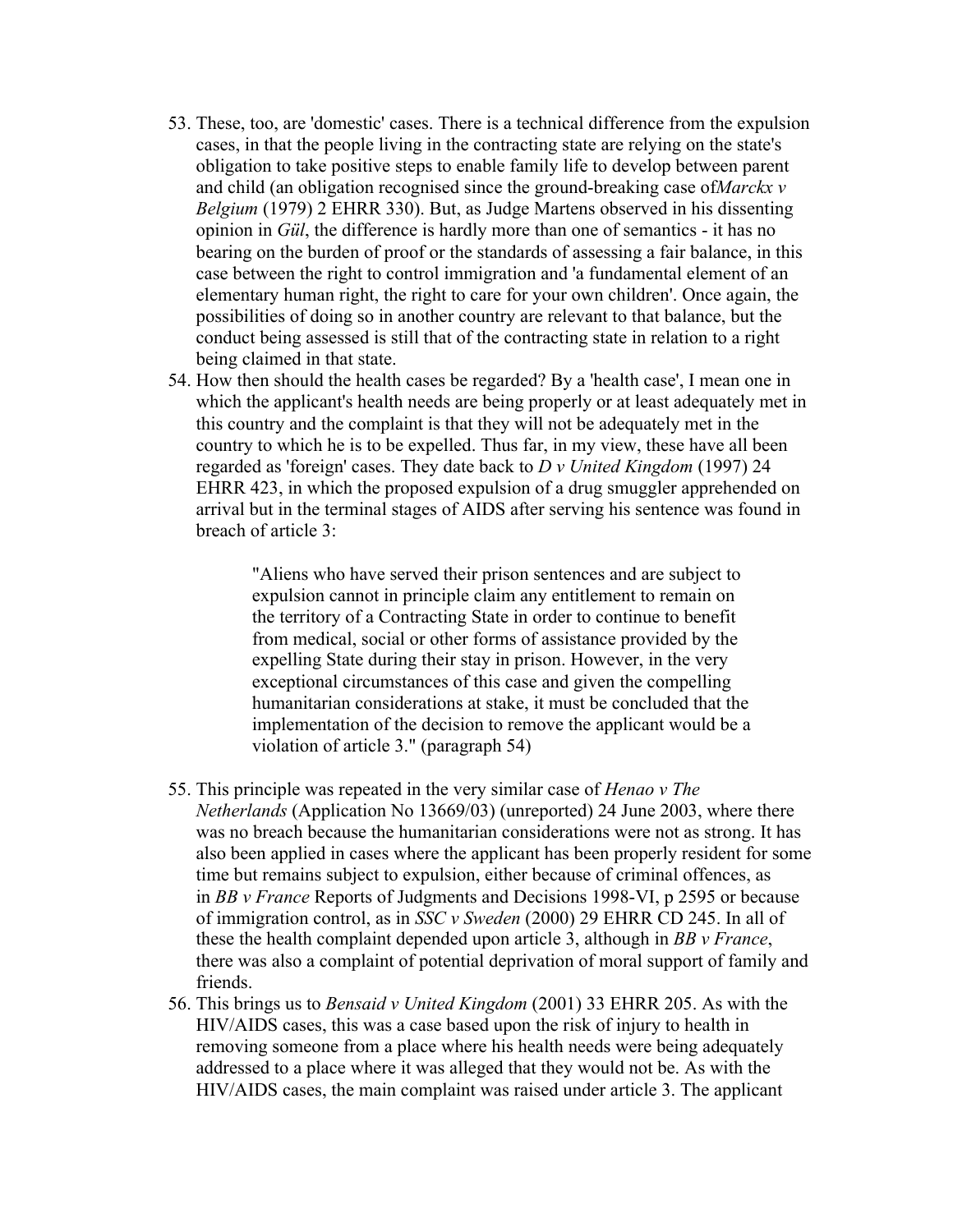53. These, too, are 'domestic' cases. There is a technical difference from the expulsion cases, in that the people living in the contracting state are relying on the state's obligation to take positive steps to enable family life to develop between parent and child (an obligation recognised since the ground-breaking case of*Marckx v Belgium* (1979) 2 EHRR 330). But, as Judge Martens observed in his dissenting opinion in *Gül*, the difference is hardly more than one of semantics - it has no bearing on the burden of proof or the standards of assessing a fair balance, in this case between the right to control immigration and 'a fundamental element of an elementary human right, the right to care for your own children'. Once again, the possibilities of doing so in another country are relevant to that balance, but the conduct being assessed is still that of the contracting state in relation to a right being claimed in that state.
54. How then should the health cases be regarded? By a 'health case', I mean one in which the applicant's health needs are being properly or at least adequately met in this country and the complaint is that they will not be adequately met in the country to which he is to be expelled. Thus far, in my view, these have all been regarded as 'foreign' cases. They date back to *D v United Kingdom* (1997) 24 EHRR 423, in which the proposed expulsion of a drug smuggler apprehended on arrival but in the terminal stages of AIDS after serving his sentence was found in breach of article 3:

> "Aliens who have served their prison sentences and are subject to expulsion cannot in principle claim any entitlement to remain on the territory of a Contracting State in order to continue to benefit from medical, social or other forms of assistance provided by the expelling State during their stay in prison. However, in the very exceptional circumstances of this case and given the compelling humanitarian considerations at stake, it must be concluded that the implementation of the decision to remove the applicant would be a violation of article 3." (paragraph 54)

55. This principle was repeated in the very similar case of *Henao v The Netherlands* (Application No 13669/03) (unreported) 24 June 2003, where there was no breach because the humanitarian considerations were not as strong. It has also been applied in cases where the applicant has been properly resident for some time but remains subject to expulsion, either because of criminal offences, as in *BB v France* Reports of Judgments and Decisions 1998-VI, p 2595 or because of immigration control, as in *SSC v Sweden* (2000) 29 EHRR CD 245. In all of these the health complaint depended upon article 3, although in *BB v France*, there was also a complaint of potential deprivation of moral support of family and friends.
56. This brings us to *Bensaid v United Kingdom* (2001) 33 EHRR 205. As with the HIV/AIDS cases, this was a case based upon the risk of injury to health in removing someone from a place where his health needs were being adequately addressed to a place where it was alleged that they would not be. As with the HIV/AIDS cases, the main complaint was raised under article 3. The applicant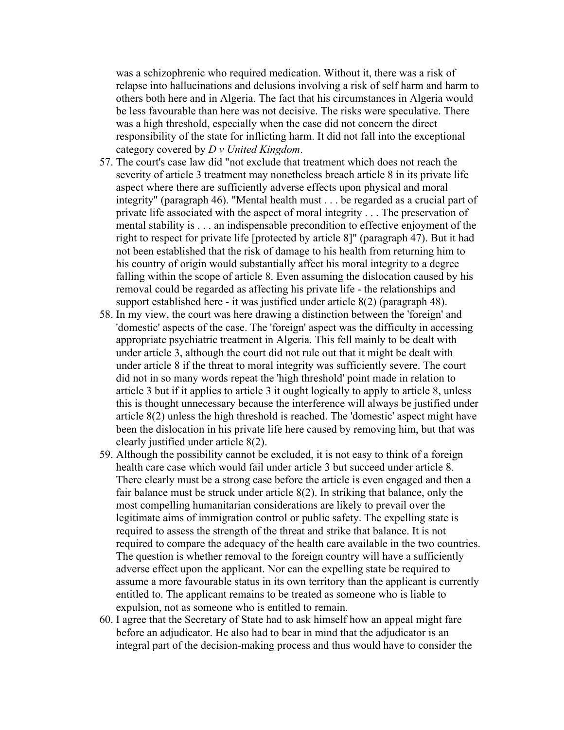was a schizophrenic who required medication. Without it, there was a risk of relapse into hallucinations and delusions involving a risk of self harm and harm to others both here and in Algeria. The fact that his circumstances in Algeria would be less favourable than here was not decisive. The risks were speculative. There was a high threshold, especially when the case did not concern the direct responsibility of the state for inflicting harm. It did not fall into the exceptional category covered by *D v United Kingdom*.

57. The court's case law did "not exclude that treatment which does not reach the severity of article 3 treatment may nonetheless breach article 8 in its private life aspect where there are sufficiently adverse effects upon physical and moral integrity" (paragraph 46). "Mental health must . . . be regarded as a crucial part of private life associated with the aspect of moral integrity . . . The preservation of mental stability is . . . an indispensable precondition to effective enjoyment of the right to respect for private life [protected by article 8]" (paragraph 47). But it had not been established that the risk of damage to his health from returning him to his country of origin would substantially affect his moral integrity to a degree falling within the scope of article 8. Even assuming the dislocation caused by his removal could be regarded as affecting his private life - the relationships and support established here - it was justified under article 8(2) (paragraph 48).
58. In my view, the court was here drawing a distinction between the 'foreign' and 'domestic' aspects of the case. The 'foreign' aspect was the difficulty in accessing appropriate psychiatric treatment in Algeria. This fell mainly to be dealt with under article 3, although the court did not rule out that it might be dealt with under article 8 if the threat to moral integrity was sufficiently severe. The court did not in so many words repeat the 'high threshold' point made in relation to article 3 but if it applies to article 3 it ought logically to apply to article 8, unless this is thought unnecessary because the interference will always be justified under article 8(2) unless the high threshold is reached. The 'domestic' aspect might have been the dislocation in his private life here caused by removing him, but that was clearly justified under article 8(2).
59. Although the possibility cannot be excluded, it is not easy to think of a foreign health care case which would fail under article 3 but succeed under article 8. There clearly must be a strong case before the article is even engaged and then a fair balance must be struck under article 8(2). In striking that balance, only the most compelling humanitarian considerations are likely to prevail over the legitimate aims of immigration control or public safety. The expelling state is required to assess the strength of the threat and strike that balance. It is not required to compare the adequacy of the health care available in the two countries. The question is whether removal to the foreign country will have a sufficiently adverse effect upon the applicant. Nor can the expelling state be required to assume a more favourable status in its own territory than the applicant is currently entitled to. The applicant remains to be treated as someone who is liable to expulsion, not as someone who is entitled to remain.
60. I agree that the Secretary of State had to ask himself how an appeal might fare before an adjudicator. He also had to bear in mind that the adjudicator is an integral part of the decision-making process and thus would have to consider the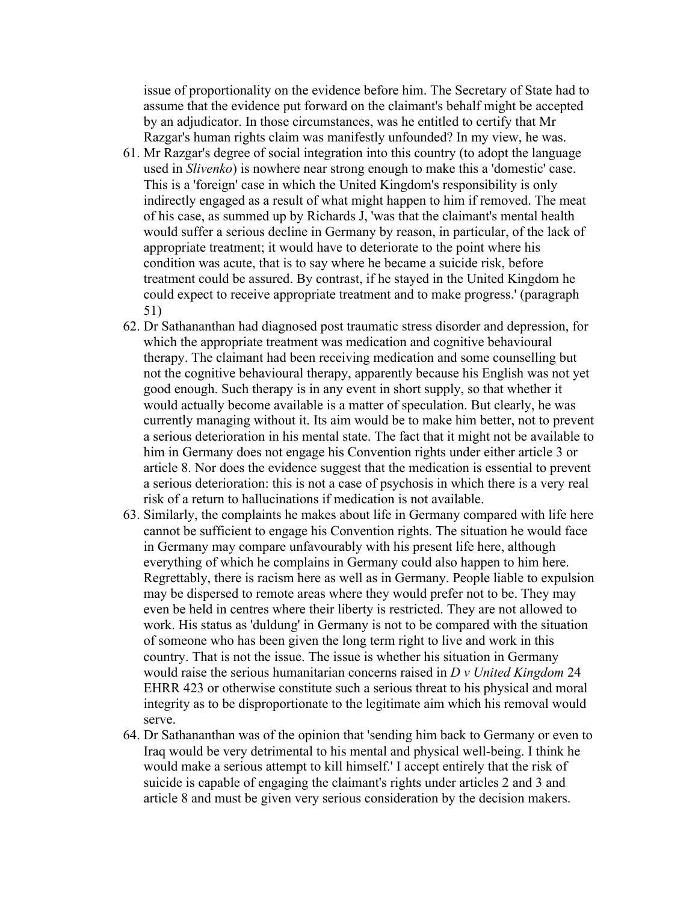issue of proportionality on the evidence before him. The Secretary of State had to assume that the evidence put forward on the claimant's behalf might be accepted by an adjudicator. In those circumstances, was he entitled to certify that Mr Razgar's human rights claim was manifestly unfounded? In my view, he was.

61. Mr Razgar's degree of social integration into this country (to adopt the language used in *Slivenko*) is nowhere near strong enough to make this a 'domestic' case. This is a 'foreign' case in which the United Kingdom's responsibility is only indirectly engaged as a result of what might happen to him if removed. The meat of his case, as summed up by Richards J, 'was that the claimant's mental health would suffer a serious decline in Germany by reason, in particular, of the lack of appropriate treatment; it would have to deteriorate to the point where his condition was acute, that is to say where he became a suicide risk, before treatment could be assured. By contrast, if he stayed in the United Kingdom he could expect to receive appropriate treatment and to make progress.' (paragraph 51)
62. Dr Sathananthan had diagnosed post traumatic stress disorder and depression, for which the appropriate treatment was medication and cognitive behavioural therapy. The claimant had been receiving medication and some counselling but not the cognitive behavioural therapy, apparently because his English was not yet good enough. Such therapy is in any event in short supply, so that whether it would actually become available is a matter of speculation. But clearly, he was currently managing without it. Its aim would be to make him better, not to prevent a serious deterioration in his mental state. The fact that it might not be available to him in Germany does not engage his Convention rights under either article 3 or article 8. Nor does the evidence suggest that the medication is essential to prevent a serious deterioration: this is not a case of psychosis in which there is a very real risk of a return to hallucinations if medication is not available.
63. Similarly, the complaints he makes about life in Germany compared with life here cannot be sufficient to engage his Convention rights. The situation he would face in Germany may compare unfavourably with his present life here, although everything of which he complains in Germany could also happen to him here. Regrettably, there is racism here as well as in Germany. People liable to expulsion may be dispersed to remote areas where they would prefer not to be. They may even be held in centres where their liberty is restricted. They are not allowed to work. His status as 'duldung' in Germany is not to be compared with the situation of someone who has been given the long term right to live and work in this country. That is not the issue. The issue is whether his situation in Germany would raise the serious humanitarian concerns raised in *D v United Kingdom* 24 EHRR 423 or otherwise constitute such a serious threat to his physical and moral integrity as to be disproportionate to the legitimate aim which his removal would serve.
64. Dr Sathananthan was of the opinion that 'sending him back to Germany or even to Iraq would be very detrimental to his mental and physical well-being. I think he would make a serious attempt to kill himself.' I accept entirely that the risk of suicide is capable of engaging the claimant's rights under articles 2 and 3 and article 8 and must be given very serious consideration by the decision makers.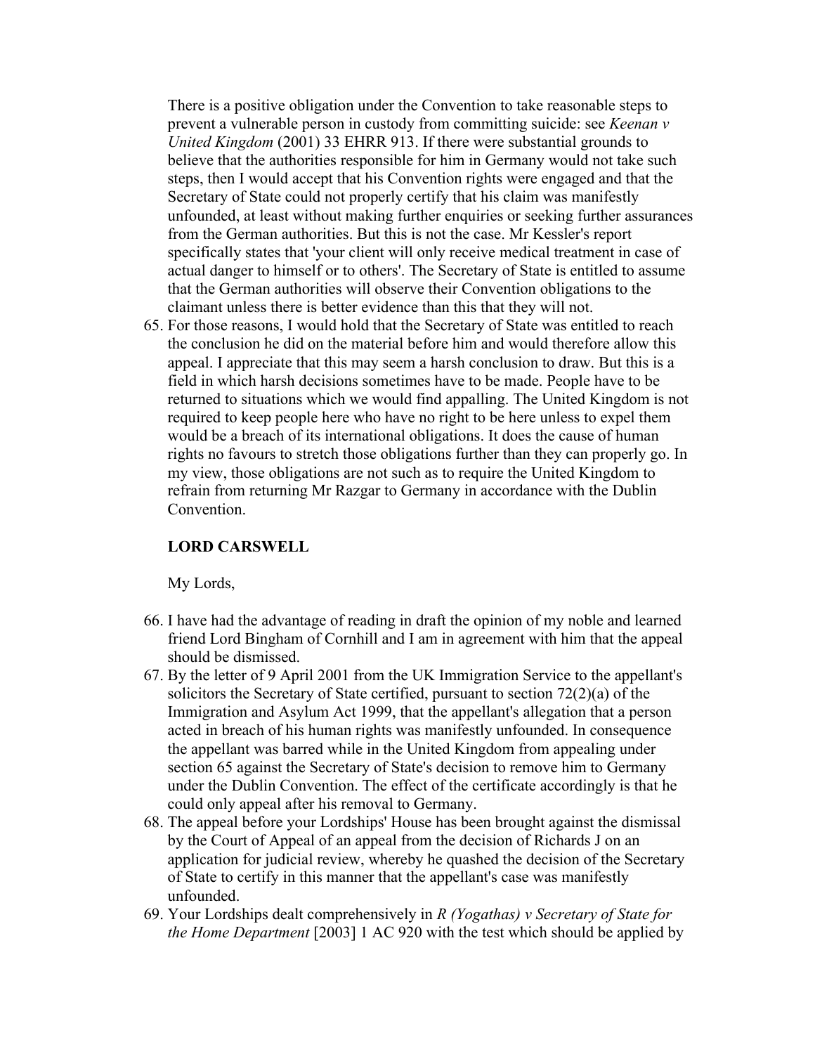There is a positive obligation under the Convention to take reasonable steps to prevent a vulnerable person in custody from committing suicide: see *Keenan v United Kingdom* (2001) 33 EHRR 913. If there were substantial grounds to believe that the authorities responsible for him in Germany would not take such steps, then I would accept that his Convention rights were engaged and that the Secretary of State could not properly certify that his claim was manifestly unfounded, at least without making further enquiries or seeking further assurances from the German authorities. But this is not the case. Mr Kessler's report specifically states that 'your client will only receive medical treatment in case of actual danger to himself or to others'. The Secretary of State is entitled to assume that the German authorities will observe their Convention obligations to the claimant unless there is better evidence than this that they will not.

65. For those reasons, I would hold that the Secretary of State was entitled to reach the conclusion he did on the material before him and would therefore allow this appeal. I appreciate that this may seem a harsh conclusion to draw. But this is a field in which harsh decisions sometimes have to be made. People have to be returned to situations which we would find appalling. The United Kingdom is not required to keep people here who have no right to be here unless to expel them would be a breach of its international obligations. It does the cause of human rights no favours to stretch those obligations further than they can properly go. In my view, those obligations are not such as to require the United Kingdom to refrain from returning Mr Razgar to Germany in accordance with the Dublin Convention.

**LORD CARSWELL**

My Lords,

66. I have had the advantage of reading in draft the opinion of my noble and learned friend Lord Bingham of Cornhill and I am in agreement with him that the appeal should be dismissed.
67. By the letter of 9 April 2001 from the UK Immigration Service to the appellant's solicitors the Secretary of State certified, pursuant to section 72(2)(a) of the Immigration and Asylum Act 1999, that the appellant's allegation that a person acted in breach of his human rights was manifestly unfounded. In consequence the appellant was barred while in the United Kingdom from appealing under section 65 against the Secretary of State's decision to remove him to Germany under the Dublin Convention. The effect of the certificate accordingly is that he could only appeal after his removal to Germany.
68. The appeal before your Lordships' House has been brought against the dismissal by the Court of Appeal of an appeal from the decision of Richards J on an application for judicial review, whereby he quashed the decision of the Secretary of State to certify in this manner that the appellant's case was manifestly unfounded.
69. Your Lordships dealt comprehensively in *R (Yogathas) v Secretary of State for the Home Department* [2003] 1 AC 920 with the test which should be applied by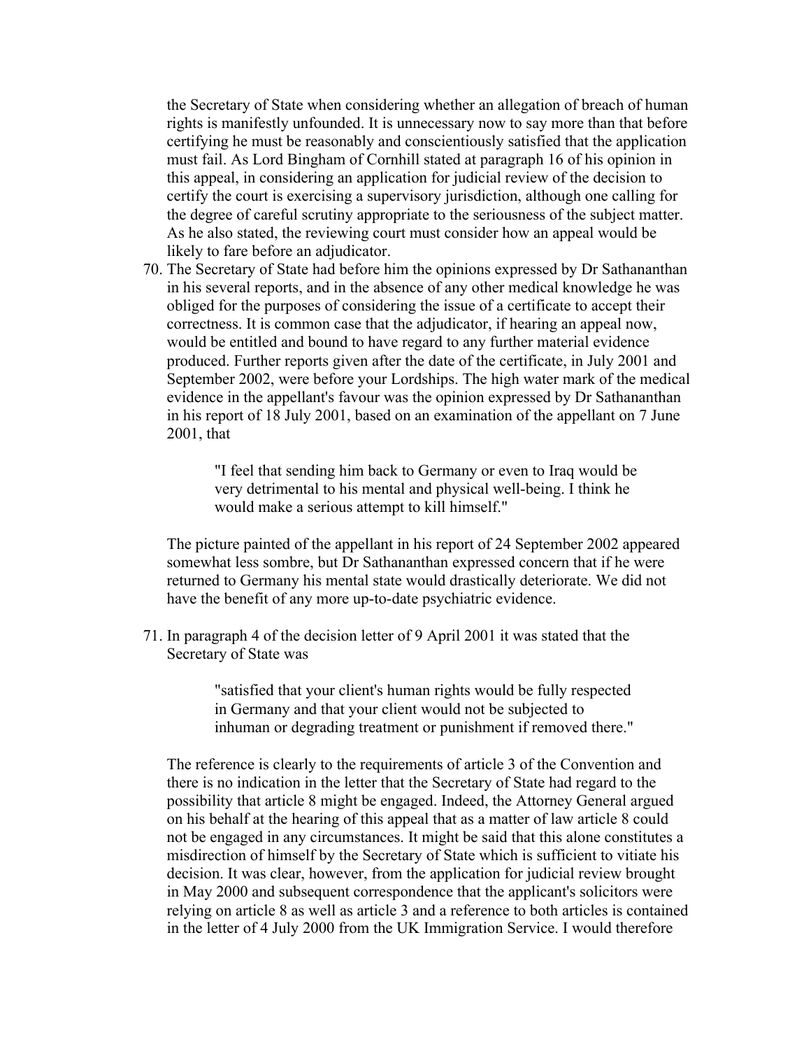the Secretary of State when considering whether an allegation of breach of human rights is manifestly unfounded. It is unnecessary now to say more than that before certifying he must be reasonably and conscientiously satisfied that the application must fail. As Lord Bingham of Cornhill stated at paragraph 16 of his opinion in this appeal, in considering an application for judicial review of the decision to certify the court is exercising a supervisory jurisdiction, although one calling for the degree of careful scrutiny appropriate to the seriousness of the subject matter. As he also stated, the reviewing court must consider how an appeal would be likely to fare before an adjudicator.

70. The Secretary of State had before him the opinions expressed by Dr Sathananthan in his several reports, and in the absence of any other medical knowledge he was obliged for the purposes of considering the issue of a certificate to accept their correctness. It is common case that the adjudicator, if hearing an appeal now, would be entitled and bound to have regard to any further material evidence produced. Further reports given after the date of the certificate, in July 2001 and September 2002, were before your Lordships. The high water mark of the medical evidence in the appellant's favour was the opinion expressed by Dr Sathananthan in his report of 18 July 2001, based on an examination of the appellant on 7 June 2001, that

> "I feel that sending him back to Germany or even to Iraq would be very detrimental to his mental and physical well-being. I think he would make a serious attempt to kill himself."

The picture painted of the appellant in his report of 24 September 2002 appeared somewhat less sombre, but Dr Sathananthan expressed concern that if he were returned to Germany his mental state would drastically deteriorate. We did not have the benefit of any more up-to-date psychiatric evidence.

71. In paragraph 4 of the decision letter of 9 April 2001 it was stated that the Secretary of State was

> "satisfied that your client's human rights would be fully respected in Germany and that your client would not be subjected to inhuman or degrading treatment or punishment if removed there."

The reference is clearly to the requirements of article 3 of the Convention and there is no indication in the letter that the Secretary of State had regard to the possibility that article 8 might be engaged. Indeed, the Attorney General argued on his behalf at the hearing of this appeal that as a matter of law article 8 could not be engaged in any circumstances. It might be said that this alone constitutes a misdirection of himself by the Secretary of State which is sufficient to vitiate his decision. It was clear, however, from the application for judicial review brought in May 2000 and subsequent correspondence that the applicant's solicitors were relying on article 8 as well as article 3 and a reference to both articles is contained in the letter of 4 July 2000 from the UK Immigration Service. I would therefore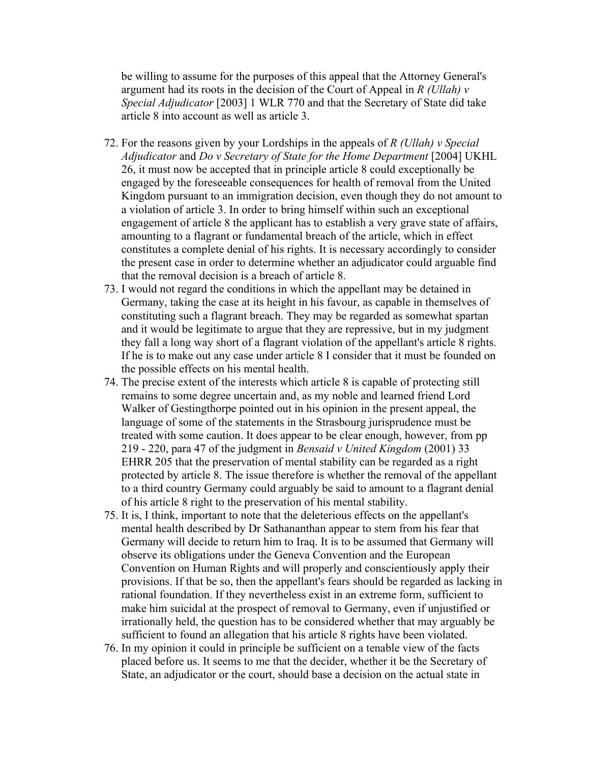be willing to assume for the purposes of this appeal that the Attorney General's argument had its roots in the decision of the Court of Appeal in *R (Ullah) v Special Adjudicator* [2003] 1 WLR 770 and that the Secretary of State did take article 8 into account as well as article 3.

72. For the reasons given by your Lordships in the appeals of *R (Ullah) v Special Adjudicator* and *Do v Secretary of State for the Home Department* [2004] UKHL 26, it must now be accepted that in principle article 8 could exceptionally be engaged by the foreseeable consequences for health of removal from the United Kingdom pursuant to an immigration decision, even though they do not amount to a violation of article 3. In order to bring himself within such an exceptional engagement of article 8 the applicant has to establish a very grave state of affairs, amounting to a flagrant or fundamental breach of the article, which in effect constitutes a complete denial of his rights. It is necessary accordingly to consider the present case in order to determine whether an adjudicator could arguable find that the removal decision is a breach of article 8.
73. I would not regard the conditions in which the appellant may be detained in Germany, taking the case at its height in his favour, as capable in themselves of constituting such a flagrant breach. They may be regarded as somewhat spartan and it would be legitimate to argue that they are repressive, but in my judgment they fall a long way short of a flagrant violation of the appellant's article 8 rights. If he is to make out any case under article 8 I consider that it must be founded on the possible effects on his mental health.
74. The precise extent of the interests which article 8 is capable of protecting still remains to some degree uncertain and, as my noble and learned friend Lord Walker of Gestingthorpe pointed out in his opinion in the present appeal, the language of some of the statements in the Strasbourg jurisprudence must be treated with some caution. It does appear to be clear enough, however, from pp 219 - 220, para 47 of the judgment in *Bensaid v United Kingdom* (2001) 33 EHRR 205 that the preservation of mental stability can be regarded as a right protected by article 8. The issue therefore is whether the removal of the appellant to a third country Germany could arguably be said to amount to a flagrant denial of his article 8 right to the preservation of his mental stability.
75. It is, I think, important to note that the deleterious effects on the appellant's mental health described by Dr Sathananthan appear to stem from his fear that Germany will decide to return him to Iraq. It is to be assumed that Germany will observe its obligations under the Geneva Convention and the European Convention on Human Rights and will properly and conscientiously apply their provisions. If that be so, then the appellant's fears should be regarded as lacking in rational foundation. If they nevertheless exist in an extreme form, sufficient to make him suicidal at the prospect of removal to Germany, even if unjustified or irrationally held, the question has to be considered whether that may arguably be sufficient to found an allegation that his article 8 rights have been violated.
76. In my opinion it could in principle be sufficient on a tenable view of the facts placed before us. It seems to me that the decider, whether it be the Secretary of State, an adjudicator or the court, should base a decision on the actual state in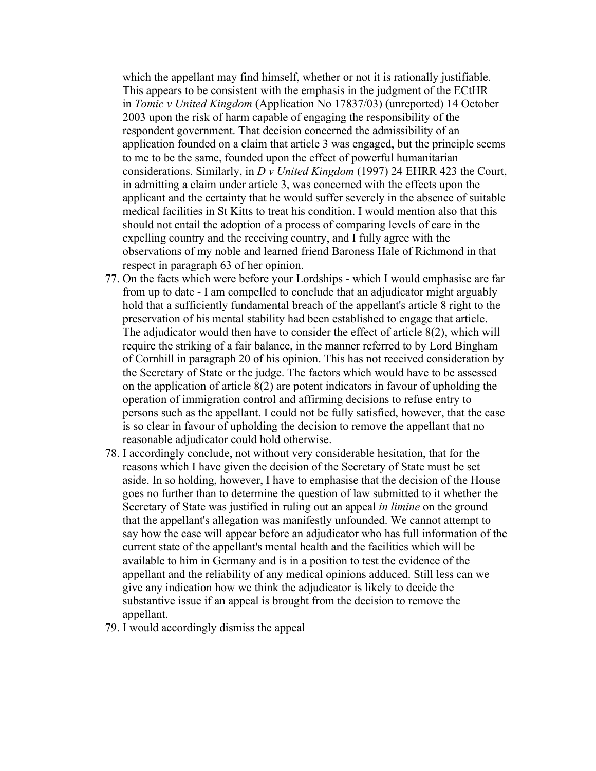which the appellant may find himself, whether or not it is rationally justifiable. This appears to be consistent with the emphasis in the judgment of the ECtHR in *Tomic v United Kingdom* (Application No 17837/03) (unreported) 14 October 2003 upon the risk of harm capable of engaging the responsibility of the respondent government. That decision concerned the admissibility of an application founded on a claim that article 3 was engaged, but the principle seems to me to be the same, founded upon the effect of powerful humanitarian considerations. Similarly, in *D v United Kingdom* (1997) 24 EHRR 423 the Court, in admitting a claim under article 3, was concerned with the effects upon the applicant and the certainty that he would suffer severely in the absence of suitable medical facilities in St Kitts to treat his condition. I would mention also that this should not entail the adoption of a process of comparing levels of care in the expelling country and the receiving country, and I fully agree with the observations of my noble and learned friend Baroness Hale of Richmond in that respect in paragraph 63 of her opinion.

77. On the facts which were before your Lordships - which I would emphasise are far from up to date - I am compelled to conclude that an adjudicator might arguably hold that a sufficiently fundamental breach of the appellant's article 8 right to the preservation of his mental stability had been established to engage that article. The adjudicator would then have to consider the effect of article 8(2), which will require the striking of a fair balance, in the manner referred to by Lord Bingham of Cornhill in paragraph 20 of his opinion. This has not received consideration by the Secretary of State or the judge. The factors which would have to be assessed on the application of article 8(2) are potent indicators in favour of upholding the operation of immigration control and affirming decisions to refuse entry to persons such as the appellant. I could not be fully satisfied, however, that the case is so clear in favour of upholding the decision to remove the appellant that no reasonable adjudicator could hold otherwise.
78. I accordingly conclude, not without very considerable hesitation, that for the reasons which I have given the decision of the Secretary of State must be set aside. In so holding, however, I have to emphasise that the decision of the House goes no further than to determine the question of law submitted to it whether the Secretary of State was justified in ruling out an appeal *in limine* on the ground that the appellant's allegation was manifestly unfounded. We cannot attempt to say how the case will appear before an adjudicator who has full information of the current state of the appellant's mental health and the facilities which will be available to him in Germany and is in a position to test the evidence of the appellant and the reliability of any medical opinions adduced. Still less can we give any indication how we think the adjudicator is likely to decide the substantive issue if an appeal is brought from the decision to remove the appellant.
79. I would accordingly dismiss the appeal